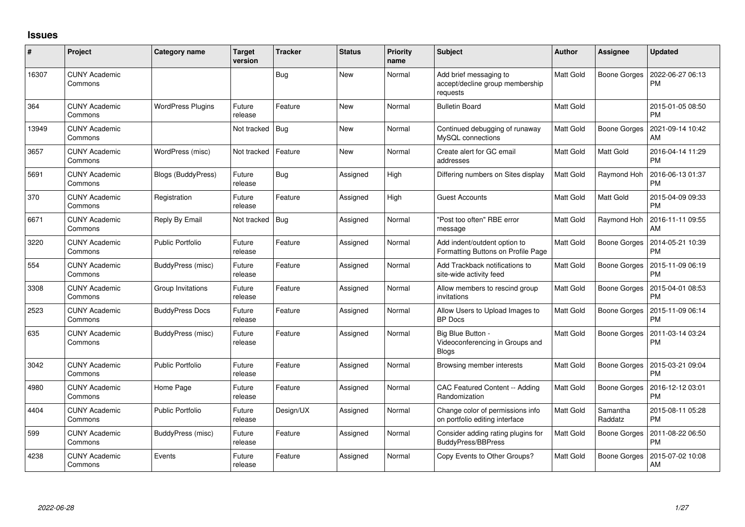# Issues

| # | Project | Category name | Target version | Tracker | Status | Priority name | Subject | Author | Assignee | Updated |
|---|---|---|---|---|---|---|---|---|---|---|
| 16307 | CUNY Academic Commons | | | Bug | New | Normal | Add brief messaging to accept/decline group membership requests | Matt Gold | Boone Gorges | 2022-06-27 06:13 PM |
| 364 | CUNY Academic Commons | WordPress Plugins | Future release | Feature | New | Normal | Bulletin Board | Matt Gold | | 2015-01-05 08:50 PM |
| 13949 | CUNY Academic Commons | | Not tracked | Bug | New | Normal | Continued debugging of runaway MySQL connections | Matt Gold | Boone Gorges | 2021-09-14 10:42 AM |
| 3657 | CUNY Academic Commons | WordPress (misc) | Not tracked | Feature | New | Normal | Create alert for GC email addresses | Matt Gold | Matt Gold | 2016-04-14 11:29 PM |
| 5691 | CUNY Academic Commons | Blogs (BuddyPress) | Future release | Bug | Assigned | High | Differing numbers on Sites display | Matt Gold | Raymond Hoh | 2016-06-13 01:37 PM |
| 370 | CUNY Academic Commons | Registration | Future release | Feature | Assigned | High | Guest Accounts | Matt Gold | Matt Gold | 2015-04-09 09:33 PM |
| 6671 | CUNY Academic Commons | Reply By Email | Not tracked | Bug | Assigned | Normal | "Post too often" RBE error message | Matt Gold | Raymond Hoh | 2016-11-11 09:55 AM |
| 3220 | CUNY Academic Commons | Public Portfolio | Future release | Feature | Assigned | Normal | Add indent/outdent option to Formatting Buttons on Profile Page | Matt Gold | Boone Gorges | 2014-05-21 10:39 PM |
| 554 | CUNY Academic Commons | BuddyPress (misc) | Future release | Feature | Assigned | Normal | Add Trackback notifications to site-wide activity feed | Matt Gold | Boone Gorges | 2015-11-09 06:19 PM |
| 3308 | CUNY Academic Commons | Group Invitations | Future release | Feature | Assigned | Normal | Allow members to rescind group invitations | Matt Gold | Boone Gorges | 2015-04-01 08:53 PM |
| 2523 | CUNY Academic Commons | BuddyPress Docs | Future release | Feature | Assigned | Normal | Allow Users to Upload Images to BP Docs | Matt Gold | Boone Gorges | 2015-11-09 06:14 PM |
| 635 | CUNY Academic Commons | BuddyPress (misc) | Future release | Feature | Assigned | Normal | Big Blue Button - Videoconferencing in Groups and Blogs | Matt Gold | Boone Gorges | 2011-03-14 03:24 PM |
| 3042 | CUNY Academic Commons | Public Portfolio | Future release | Feature | Assigned | Normal | Browsing member interests | Matt Gold | Boone Gorges | 2015-03-21 09:04 PM |
| 4980 | CUNY Academic Commons | Home Page | Future release | Feature | Assigned | Normal | CAC Featured Content -- Adding Randomization | Matt Gold | Boone Gorges | 2016-12-12 03:01 PM |
| 4404 | CUNY Academic Commons | Public Portfolio | Future release | Design/UX | Assigned | Normal | Change color of permissions info on portfolio editing interface | Matt Gold | Samantha Raddatz | 2015-08-11 05:28 PM |
| 599 | CUNY Academic Commons | BuddyPress (misc) | Future release | Feature | Assigned | Normal | Consider adding rating plugins for BuddyPress/BBPress | Matt Gold | Boone Gorges | 2011-08-22 06:50 PM |
| 4238 | CUNY Academic Commons | Events | Future release | Feature | Assigned | Normal | Copy Events to Other Groups? | Matt Gold | Boone Gorges | 2015-07-02 10:08 AM |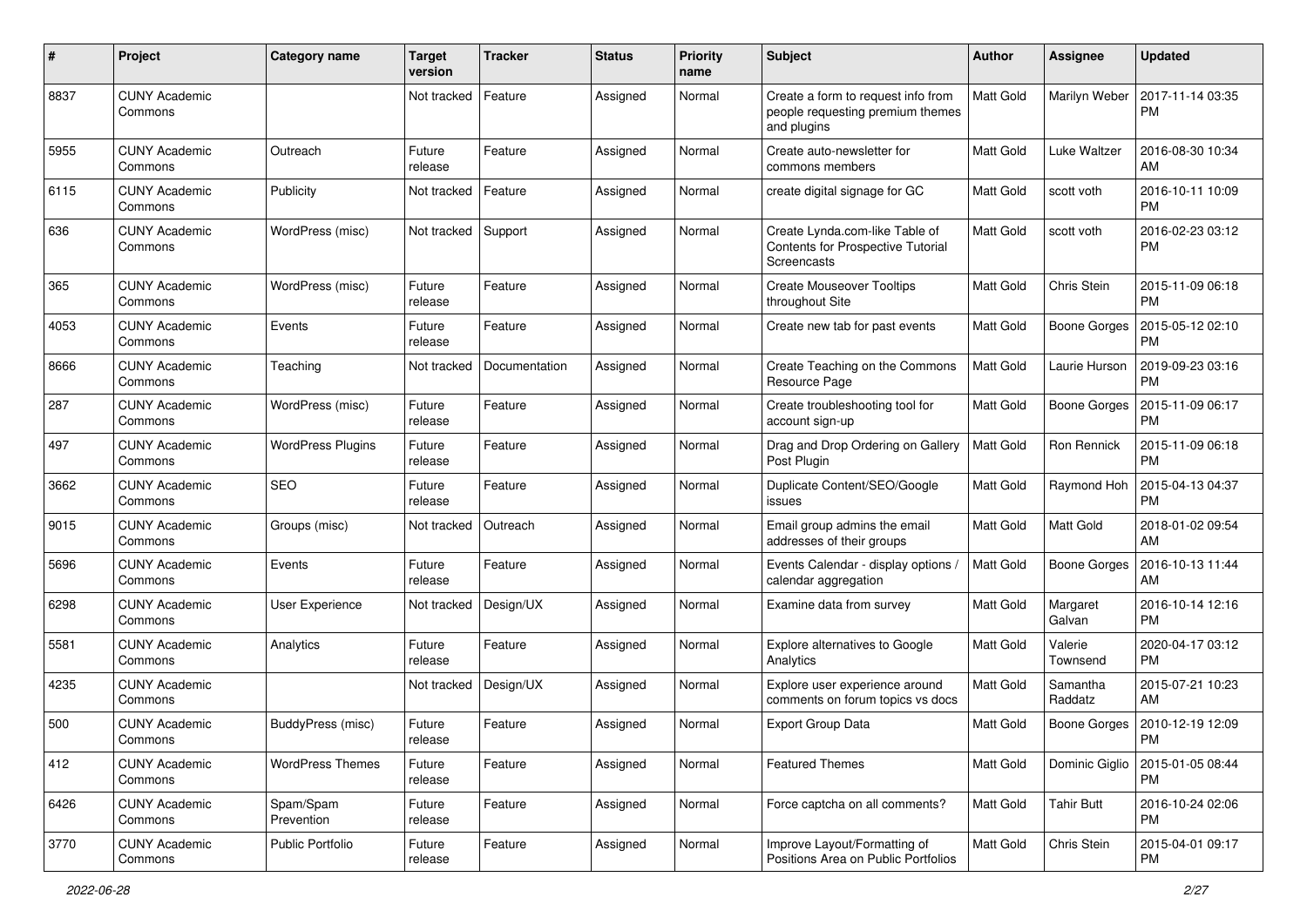| # | Project | Category name | Target version | Tracker | Status | Priority name | Subject | Author | Assignee | Updated |
|---|---|---|---|---|---|---|---|---|---|---|
| 8837 | CUNY Academic Commons | | Not tracked | Feature | Assigned | Normal | Create a form to request info from people requesting premium themes and plugins | Matt Gold | Marilyn Weber | 2017-11-14 03:35 PM |
| 5955 | CUNY Academic Commons | Outreach | Future release | Feature | Assigned | Normal | Create auto-newsletter for commons members | Matt Gold | Luke Waltzer | 2016-08-30 10:34 AM |
| 6115 | CUNY Academic Commons | Publicity | Not tracked | Feature | Assigned | Normal | create digital signage for GC | Matt Gold | scott voth | 2016-10-11 10:09 PM |
| 636 | CUNY Academic Commons | WordPress (misc) | Not tracked | Support | Assigned | Normal | Create Lynda.com-like Table of Contents for Prospective Tutorial Screencasts | Matt Gold | scott voth | 2016-02-23 03:12 PM |
| 365 | CUNY Academic Commons | WordPress (misc) | Future release | Feature | Assigned | Normal | Create Mouseover Tooltips throughout Site | Matt Gold | Chris Stein | 2015-11-09 06:18 PM |
| 4053 | CUNY Academic Commons | Events | Future release | Feature | Assigned | Normal | Create new tab for past events | Matt Gold | Boone Gorges | 2015-05-12 02:10 PM |
| 8666 | CUNY Academic Commons | Teaching | Not tracked | Documentation | Assigned | Normal | Create Teaching on the Commons Resource Page | Matt Gold | Laurie Hurson | 2019-09-23 03:16 PM |
| 287 | CUNY Academic Commons | WordPress (misc) | Future release | Feature | Assigned | Normal | Create troubleshooting tool for account sign-up | Matt Gold | Boone Gorges | 2015-11-09 06:17 PM |
| 497 | CUNY Academic Commons | WordPress Plugins | Future release | Feature | Assigned | Normal | Drag and Drop Ordering on Gallery Post Plugin | Matt Gold | Ron Rennick | 2015-11-09 06:18 PM |
| 3662 | CUNY Academic Commons | SEO | Future release | Feature | Assigned | Normal | Duplicate Content/SEO/Google issues | Matt Gold | Raymond Hoh | 2015-04-13 04:37 PM |
| 9015 | CUNY Academic Commons | Groups (misc) | Not tracked | Outreach | Assigned | Normal | Email group admins the email addresses of their groups | Matt Gold | Matt Gold | 2018-01-02 09:54 AM |
| 5696 | CUNY Academic Commons | Events | Future release | Feature | Assigned | Normal | Events Calendar - display options / calendar aggregation | Matt Gold | Boone Gorges | 2016-10-13 11:44 AM |
| 6298 | CUNY Academic Commons | User Experience | Not tracked | Design/UX | Assigned | Normal | Examine data from survey | Matt Gold | Margaret Galvan | 2016-10-14 12:16 PM |
| 5581 | CUNY Academic Commons | Analytics | Future release | Feature | Assigned | Normal | Explore alternatives to Google Analytics | Matt Gold | Valerie Townsend | 2020-04-17 03:12 PM |
| 4235 | CUNY Academic Commons | | Not tracked | Design/UX | Assigned | Normal | Explore user experience around comments on forum topics vs docs | Matt Gold | Samantha Raddatz | 2015-07-21 10:23 AM |
| 500 | CUNY Academic Commons | BuddyPress (misc) | Future release | Feature | Assigned | Normal | Export Group Data | Matt Gold | Boone Gorges | 2010-12-19 12:09 PM |
| 412 | CUNY Academic Commons | WordPress Themes | Future release | Feature | Assigned | Normal | Featured Themes | Matt Gold | Dominic Giglio | 2015-01-05 08:44 PM |
| 6426 | CUNY Academic Commons | Spam/Spam Prevention | Future release | Feature | Assigned | Normal | Force captcha on all comments? | Matt Gold | Tahir Butt | 2016-10-24 02:06 PM |
| 3770 | CUNY Academic Commons | Public Portfolio | Future release | Feature | Assigned | Normal | Improve Layout/Formatting of Positions Area on Public Portfolios | Matt Gold | Chris Stein | 2015-04-01 09:17 PM |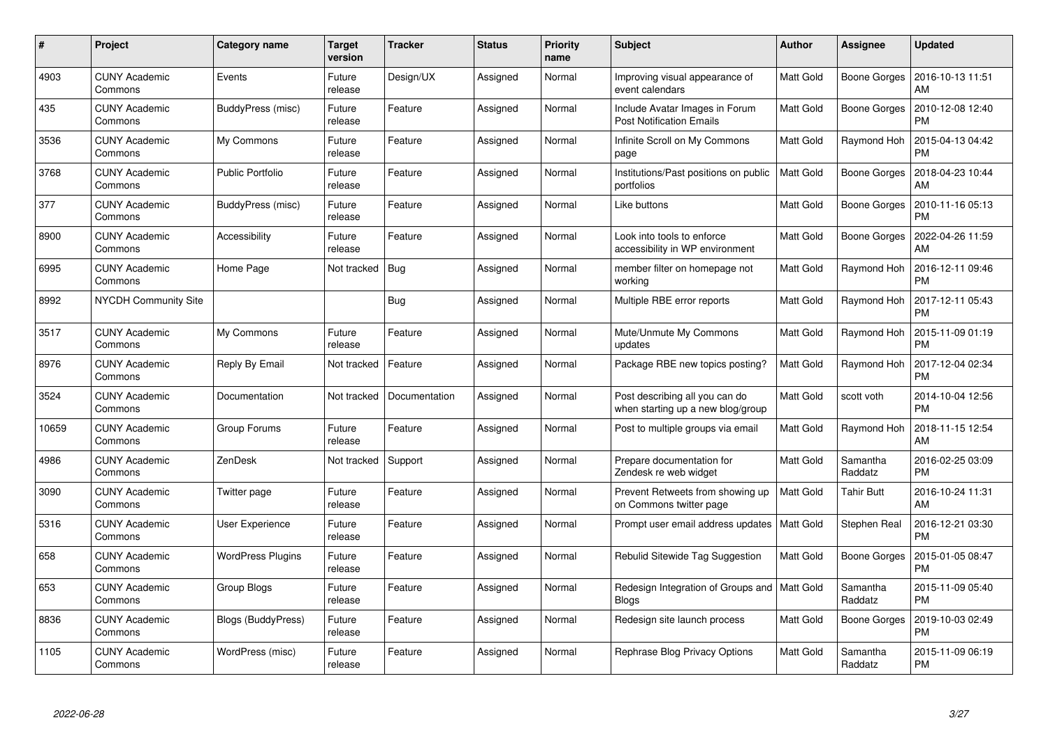| # | Project | Category name | Target version | Tracker | Status | Priority name | Subject | Author | Assignee | Updated |
|---|---|---|---|---|---|---|---|---|---|---|
| 4903 | CUNY Academic Commons | Events | Future release | Design/UX | Assigned | Normal | Improving visual appearance of event calendars | Matt Gold | Boone Gorges | 2016-10-13 11:51 AM |
| 435 | CUNY Academic Commons | BuddyPress (misc) | Future release | Feature | Assigned | Normal | Include Avatar Images in Forum Post Notification Emails | Matt Gold | Boone Gorges | 2010-12-08 12:40 PM |
| 3536 | CUNY Academic Commons | My Commons | Future release | Feature | Assigned | Normal | Infinite Scroll on My Commons page | Matt Gold | Raymond Hoh | 2015-04-13 04:42 PM |
| 3768 | CUNY Academic Commons | Public Portfolio | Future release | Feature | Assigned | Normal | Institutions/Past positions on public portfolios | Matt Gold | Boone Gorges | 2018-04-23 10:44 AM |
| 377 | CUNY Academic Commons | BuddyPress (misc) | Future release | Feature | Assigned | Normal | Like buttons | Matt Gold | Boone Gorges | 2010-11-16 05:13 PM |
| 8900 | CUNY Academic Commons | Accessibility | Future release | Feature | Assigned | Normal | Look into tools to enforce accessibility in WP environment | Matt Gold | Boone Gorges | 2022-04-26 11:59 AM |
| 6995 | CUNY Academic Commons | Home Page | Not tracked | Bug | Assigned | Normal | member filter on homepage not working | Matt Gold | Raymond Hoh | 2016-12-11 09:46 PM |
| 8992 | NYCDH Community Site | | | Bug | Assigned | Normal | Multiple RBE error reports | Matt Gold | Raymond Hoh | 2017-12-11 05:43 PM |
| 3517 | CUNY Academic Commons | My Commons | Future release | Feature | Assigned | Normal | Mute/Unmute My Commons updates | Matt Gold | Raymond Hoh | 2015-11-09 01:19 PM |
| 8976 | CUNY Academic Commons | Reply By Email | Not tracked | Feature | Assigned | Normal | Package RBE new topics posting? | Matt Gold | Raymond Hoh | 2017-12-04 02:34 PM |
| 3524 | CUNY Academic Commons | Documentation | Not tracked | Documentation | Assigned | Normal | Post describing all you can do when starting up a new blog/group | Matt Gold | scott voth | 2014-10-04 12:56 PM |
| 10659 | CUNY Academic Commons | Group Forums | Future release | Feature | Assigned | Normal | Post to multiple groups via email | Matt Gold | Raymond Hoh | 2018-11-15 12:54 AM |
| 4986 | CUNY Academic Commons | ZenDesk | Not tracked | Support | Assigned | Normal | Prepare documentation for Zendesk re web widget | Matt Gold | Samantha Raddatz | 2016-02-25 03:09 PM |
| 3090 | CUNY Academic Commons | Twitter page | Future release | Feature | Assigned | Normal | Prevent Retweets from showing up on Commons twitter page | Matt Gold | Tahir Butt | 2016-10-24 11:31 AM |
| 5316 | CUNY Academic Commons | User Experience | Future release | Feature | Assigned | Normal | Prompt user email address updates | Matt Gold | Stephen Real | 2016-12-21 03:30 PM |
| 658 | CUNY Academic Commons | WordPress Plugins | Future release | Feature | Assigned | Normal | Rebulid Sitewide Tag Suggestion | Matt Gold | Boone Gorges | 2015-01-05 08:47 PM |
| 653 | CUNY Academic Commons | Group Blogs | Future release | Feature | Assigned | Normal | Redesign Integration of Groups and Blogs | Matt Gold | Samantha Raddatz | 2015-11-09 05:40 PM |
| 8836 | CUNY Academic Commons | Blogs (BuddyPress) | Future release | Feature | Assigned | Normal | Redesign site launch process | Matt Gold | Boone Gorges | 2019-10-03 02:49 PM |
| 1105 | CUNY Academic Commons | WordPress (misc) | Future release | Feature | Assigned | Normal | Rephrase Blog Privacy Options | Matt Gold | Samantha Raddatz | 2015-11-09 06:19 PM |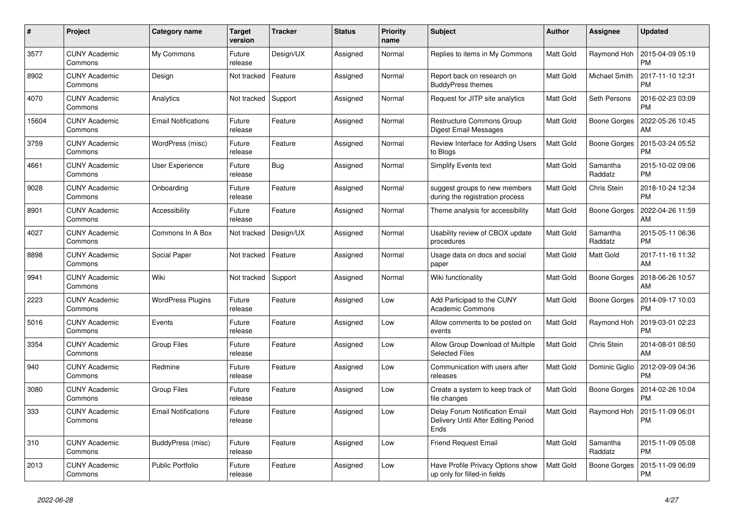| # | Project | Category name | Target version | Tracker | Status | Priority name | Subject | Author | Assignee | Updated |
|---|---|---|---|---|---|---|---|---|---|---|
| 3577 | CUNY Academic Commons | My Commons | Future release | Design/UX | Assigned | Normal | Replies to items in My Commons | Matt Gold | Raymond Hoh | 2015-04-09 05:19 PM |
| 8902 | CUNY Academic Commons | Design | Not tracked | Feature | Assigned | Normal | Report back on research on BuddyPress themes | Matt Gold | Michael Smith | 2017-11-10 12:31 PM |
| 4070 | CUNY Academic Commons | Analytics | Not tracked | Support | Assigned | Normal | Request for JITP site analytics | Matt Gold | Seth Persons | 2016-02-23 03:09 PM |
| 15604 | CUNY Academic Commons | Email Notifications | Future release | Feature | Assigned | Normal | Restructure Commons Group Digest Email Messages | Matt Gold | Boone Gorges | 2022-05-26 10:45 AM |
| 3759 | CUNY Academic Commons | WordPress (misc) | Future release | Feature | Assigned | Normal | Review Interface for Adding Users to Blogs | Matt Gold | Boone Gorges | 2015-03-24 05:52 PM |
| 4661 | CUNY Academic Commons | User Experience | Future release | Bug | Assigned | Normal | Simplify Events text | Matt Gold | Samantha Raddatz | 2015-10-02 09:06 PM |
| 9028 | CUNY Academic Commons | Onboarding | Future release | Feature | Assigned | Normal | suggest groups to new members during the registration process | Matt Gold | Chris Stein | 2018-10-24 12:34 PM |
| 8901 | CUNY Academic Commons | Accessibility | Future release | Feature | Assigned | Normal | Theme analysis for accessibility | Matt Gold | Boone Gorges | 2022-04-26 11:59 AM |
| 4027 | CUNY Academic Commons | Commons In A Box | Not tracked | Design/UX | Assigned | Normal | Usability review of CBOX update procedures | Matt Gold | Samantha Raddatz | 2015-05-11 06:36 PM |
| 8898 | CUNY Academic Commons | Social Paper | Not tracked | Feature | Assigned | Normal | Usage data on docs and social paper | Matt Gold | Matt Gold | 2017-11-16 11:32 AM |
| 9941 | CUNY Academic Commons | Wiki | Not tracked | Support | Assigned | Normal | Wiki functionality | Matt Gold | Boone Gorges | 2018-06-26 10:57 AM |
| 2223 | CUNY Academic Commons | WordPress Plugins | Future release | Feature | Assigned | Low | Add Participad to the CUNY Academic Commons | Matt Gold | Boone Gorges | 2014-09-17 10:03 PM |
| 5016 | CUNY Academic Commons | Events | Future release | Feature | Assigned | Low | Allow comments to be posted on events | Matt Gold | Raymond Hoh | 2019-03-01 02:23 PM |
| 3354 | CUNY Academic Commons | Group Files | Future release | Feature | Assigned | Low | Allow Group Download of Multiple Selected Files | Matt Gold | Chris Stein | 2014-08-01 08:50 AM |
| 940 | CUNY Academic Commons | Redmine | Future release | Feature | Assigned | Low | Communication with users after releases | Matt Gold | Dominic Giglio | 2012-09-09 04:36 PM |
| 3080 | CUNY Academic Commons | Group Files | Future release | Feature | Assigned | Low | Create a system to keep track of file changes | Matt Gold | Boone Gorges | 2014-02-26 10:04 PM |
| 333 | CUNY Academic Commons | Email Notifications | Future release | Feature | Assigned | Low | Delay Forum Notification Email Delivery Until After Editing Period Ends | Matt Gold | Raymond Hoh | 2015-11-09 06:01 PM |
| 310 | CUNY Academic Commons | BuddyPress (misc) | Future release | Feature | Assigned | Low | Friend Request Email | Matt Gold | Samantha Raddatz | 2015-11-09 05:08 PM |
| 2013 | CUNY Academic Commons | Public Portfolio | Future release | Feature | Assigned | Low | Have Profile Privacy Options show up only for filled-in fields | Matt Gold | Boone Gorges | 2015-11-09 06:09 PM |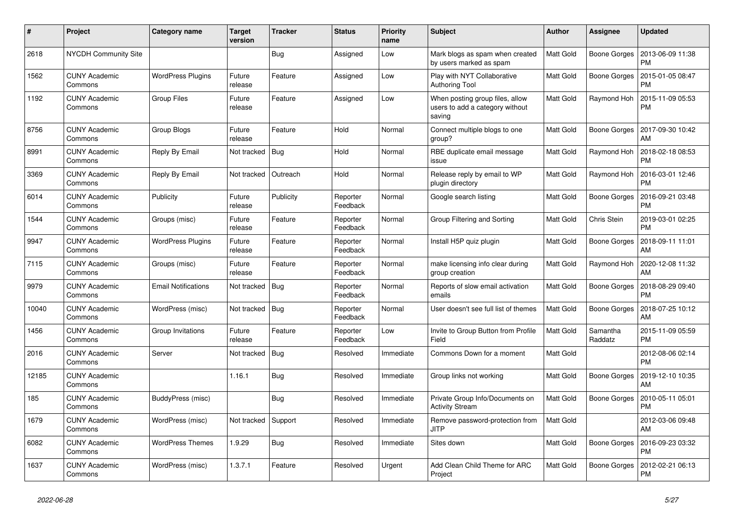| # | Project | Category name | Target version | Tracker | Status | Priority name | Subject | Author | Assignee | Updated |
|---|---|---|---|---|---|---|---|---|---|---|
| 2618 | NYCDH Community Site | | | Bug | Assigned | Low | Mark blogs as spam when created by users marked as spam | Matt Gold | Boone Gorges | 2013-06-09 11:38 PM |
| 1562 | CUNY Academic Commons | WordPress Plugins | Future release | Feature | Assigned | Low | Play with NYT Collaborative Authoring Tool | Matt Gold | Boone Gorges | 2015-01-05 08:47 PM |
| 1192 | CUNY Academic Commons | Group Files | Future release | Feature | Assigned | Low | When posting group files, allow users to add a category without saving | Matt Gold | Raymond Hoh | 2015-11-09 05:53 PM |
| 8756 | CUNY Academic Commons | Group Blogs | Future release | Feature | Hold | Normal | Connect multiple blogs to one group? | Matt Gold | Boone Gorges | 2017-09-30 10:42 AM |
| 8991 | CUNY Academic Commons | Reply By Email | Not tracked | Bug | Hold | Normal | RBE duplicate email message issue | Matt Gold | Raymond Hoh | 2018-02-18 08:53 PM |
| 3369 | CUNY Academic Commons | Reply By Email | Not tracked | Outreach | Hold | Normal | Release reply by email to WP plugin directory | Matt Gold | Raymond Hoh | 2016-03-01 12:46 PM |
| 6014 | CUNY Academic Commons | Publicity | Future release | Publicity | Reporter Feedback | Normal | Google search listing | Matt Gold | Boone Gorges | 2016-09-21 03:48 PM |
| 1544 | CUNY Academic Commons | Groups (misc) | Future release | Feature | Reporter Feedback | Normal | Group Filtering and Sorting | Matt Gold | Chris Stein | 2019-03-01 02:25 PM |
| 9947 | CUNY Academic Commons | WordPress Plugins | Future release | Feature | Reporter Feedback | Normal | Install H5P quiz plugin | Matt Gold | Boone Gorges | 2018-09-11 11:01 AM |
| 7115 | CUNY Academic Commons | Groups (misc) | Future release | Feature | Reporter Feedback | Normal | make licensing info clear during group creation | Matt Gold | Raymond Hoh | 2020-12-08 11:32 AM |
| 9979 | CUNY Academic Commons | Email Notifications | Not tracked | Bug | Reporter Feedback | Normal | Reports of slow email activation emails | Matt Gold | Boone Gorges | 2018-08-29 09:40 PM |
| 10040 | CUNY Academic Commons | WordPress (misc) | Not tracked | Bug | Reporter Feedback | Normal | User doesn't see full list of themes | Matt Gold | Boone Gorges | 2018-07-25 10:12 AM |
| 1456 | CUNY Academic Commons | Group Invitations | Future release | Feature | Reporter Feedback | Low | Invite to Group Button from Profile Field | Matt Gold | Samantha Raddatz | 2015-11-09 05:59 PM |
| 2016 | CUNY Academic Commons | Server | Not tracked | Bug | Resolved | Immediate | Commons Down for a moment | Matt Gold | | 2012-08-06 02:14 PM |
| 12185 | CUNY Academic Commons | | 1.16.1 | Bug | Resolved | Immediate | Group links not working | Matt Gold | Boone Gorges | 2019-12-10 10:35 AM |
| 185 | CUNY Academic Commons | BuddyPress (misc) | | Bug | Resolved | Immediate | Private Group Info/Documents on Activity Stream | Matt Gold | Boone Gorges | 2010-05-11 05:01 PM |
| 1679 | CUNY Academic Commons | WordPress (misc) | Not tracked | Support | Resolved | Immediate | Remove password-protection from JITP | Matt Gold | | 2012-03-06 09:48 AM |
| 6082 | CUNY Academic Commons | WordPress Themes | 1.9.29 | Bug | Resolved | Immediate | Sites down | Matt Gold | Boone Gorges | 2016-09-23 03:32 PM |
| 1637 | CUNY Academic Commons | WordPress (misc) | 1.3.7.1 | Feature | Resolved | Urgent | Add Clean Child Theme for ARC Project | Matt Gold | Boone Gorges | 2012-02-21 06:13 PM |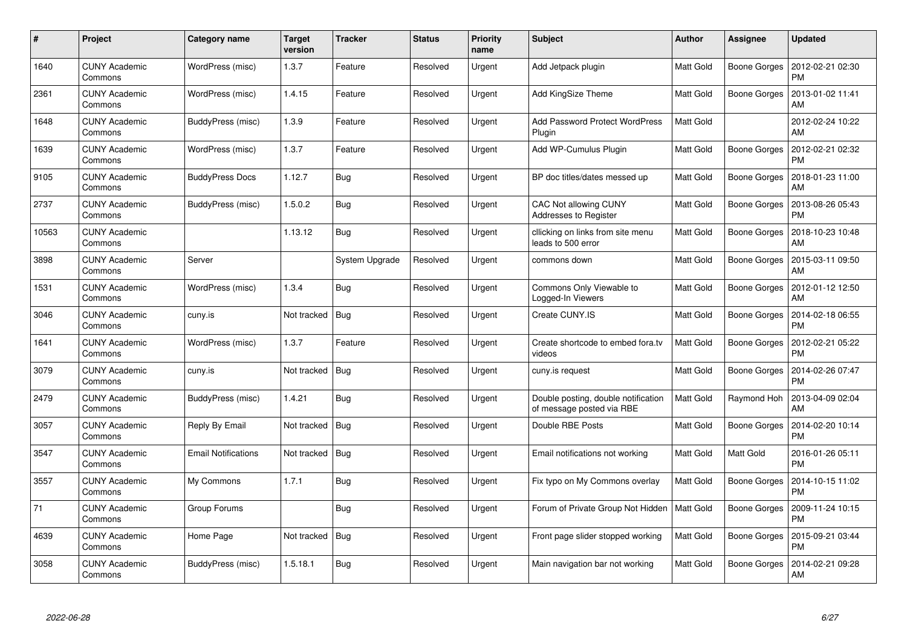| # | Project | Category name | Target version | Tracker | Status | Priority name | Subject | Author | Assignee | Updated |
|---|---|---|---|---|---|---|---|---|---|---|
| 1640 | CUNY Academic Commons | WordPress (misc) | 1.3.7 | Feature | Resolved | Urgent | Add Jetpack plugin | Matt Gold | Boone Gorges | 2012-02-21 02:30 PM |
| 2361 | CUNY Academic Commons | WordPress (misc) | 1.4.15 | Feature | Resolved | Urgent | Add KingSize Theme | Matt Gold | Boone Gorges | 2013-01-02 11:41 AM |
| 1648 | CUNY Academic Commons | BuddyPress (misc) | 1.3.9 | Feature | Resolved | Urgent | Add Password Protect WordPress Plugin | Matt Gold | | 2012-02-24 10:22 AM |
| 1639 | CUNY Academic Commons | WordPress (misc) | 1.3.7 | Feature | Resolved | Urgent | Add WP-Cumulus Plugin | Matt Gold | Boone Gorges | 2012-02-21 02:32 PM |
| 9105 | CUNY Academic Commons | BuddyPress Docs | 1.12.7 | Bug | Resolved | Urgent | BP doc titles/dates messed up | Matt Gold | Boone Gorges | 2018-01-23 11:00 AM |
| 2737 | CUNY Academic Commons | BuddyPress (misc) | 1.5.0.2 | Bug | Resolved | Urgent | CAC Not allowing CUNY Addresses to Register | Matt Gold | Boone Gorges | 2013-08-26 05:43 PM |
| 10563 | CUNY Academic Commons | | 1.13.12 | Bug | Resolved | Urgent | cllicking on links from site menu leads to 500 error | Matt Gold | Boone Gorges | 2018-10-23 10:48 AM |
| 3898 | CUNY Academic Commons | Server | | System Upgrade | Resolved | Urgent | commons down | Matt Gold | Boone Gorges | 2015-03-11 09:50 AM |
| 1531 | CUNY Academic Commons | WordPress (misc) | 1.3.4 | Bug | Resolved | Urgent | Commons Only Viewable to Logged-In Viewers | Matt Gold | Boone Gorges | 2012-01-12 12:50 AM |
| 3046 | CUNY Academic Commons | cuny.is | Not tracked | Bug | Resolved | Urgent | Create CUNY.IS | Matt Gold | Boone Gorges | 2014-02-18 06:55 PM |
| 1641 | CUNY Academic Commons | WordPress (misc) | 1.3.7 | Feature | Resolved | Urgent | Create shortcode to embed fora.tv videos | Matt Gold | Boone Gorges | 2012-02-21 05:22 PM |
| 3079 | CUNY Academic Commons | cuny.is | Not tracked | Bug | Resolved | Urgent | cuny.is request | Matt Gold | Boone Gorges | 2014-02-26 07:47 PM |
| 2479 | CUNY Academic Commons | BuddyPress (misc) | 1.4.21 | Bug | Resolved | Urgent | Double posting, double notification of message posted via RBE | Matt Gold | Raymond Hoh | 2013-04-09 02:04 AM |
| 3057 | CUNY Academic Commons | Reply By Email | Not tracked | Bug | Resolved | Urgent | Double RBE Posts | Matt Gold | Boone Gorges | 2014-02-20 10:14 PM |
| 3547 | CUNY Academic Commons | Email Notifications | Not tracked | Bug | Resolved | Urgent | Email notifications not working | Matt Gold | Matt Gold | 2016-01-26 05:11 PM |
| 3557 | CUNY Academic Commons | My Commons | 1.7.1 | Bug | Resolved | Urgent | Fix typo on My Commons overlay | Matt Gold | Boone Gorges | 2014-10-15 11:02 PM |
| 71 | CUNY Academic Commons | Group Forums | | Bug | Resolved | Urgent | Forum of Private Group Not Hidden | Matt Gold | Boone Gorges | 2009-11-24 10:15 PM |
| 4639 | CUNY Academic Commons | Home Page | Not tracked | Bug | Resolved | Urgent | Front page slider stopped working | Matt Gold | Boone Gorges | 2015-09-21 03:44 PM |
| 3058 | CUNY Academic Commons | BuddyPress (misc) | 1.5.18.1 | Bug | Resolved | Urgent | Main navigation bar not working | Matt Gold | Boone Gorges | 2014-02-21 09:28 AM |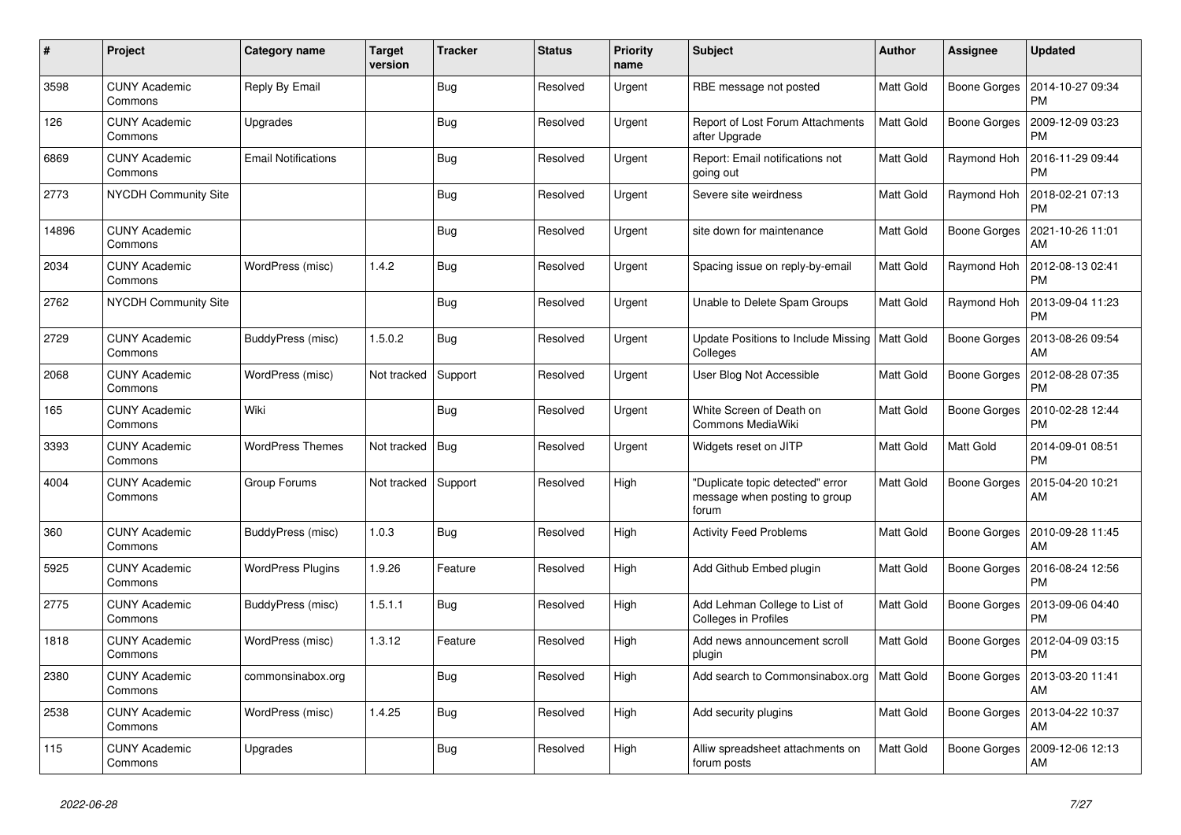| # | Project | Category name | Target version | Tracker | Status | Priority name | Subject | Author | Assignee | Updated |
|---|---|---|---|---|---|---|---|---|---|---|
| 3598 | CUNY Academic Commons | Reply By Email | | Bug | Resolved | Urgent | RBE message not posted | Matt Gold | Boone Gorges | 2014-10-27 09:34 PM |
| 126 | CUNY Academic Commons | Upgrades | | Bug | Resolved | Urgent | Report of Lost Forum Attachments after Upgrade | Matt Gold | Boone Gorges | 2009-12-09 03:23 PM |
| 6869 | CUNY Academic Commons | Email Notifications | | Bug | Resolved | Urgent | Report: Email notifications not going out | Matt Gold | Raymond Hoh | 2016-11-29 09:44 PM |
| 2773 | NYCDH Community Site | | | Bug | Resolved | Urgent | Severe site weirdness | Matt Gold | Raymond Hoh | 2018-02-21 07:13 PM |
| 14896 | CUNY Academic Commons | | | Bug | Resolved | Urgent | site down for maintenance | Matt Gold | Boone Gorges | 2021-10-26 11:01 AM |
| 2034 | CUNY Academic Commons | WordPress (misc) | 1.4.2 | Bug | Resolved | Urgent | Spacing issue on reply-by-email | Matt Gold | Raymond Hoh | 2012-08-13 02:41 PM |
| 2762 | NYCDH Community Site | | | Bug | Resolved | Urgent | Unable to Delete Spam Groups | Matt Gold | Raymond Hoh | 2013-09-04 11:23 PM |
| 2729 | CUNY Academic Commons | BuddyPress (misc) | 1.5.0.2 | Bug | Resolved | Urgent | Update Positions to Include Missing Colleges | Matt Gold | Boone Gorges | 2013-08-26 09:54 AM |
| 2068 | CUNY Academic Commons | WordPress (misc) | Not tracked | Support | Resolved | Urgent | User Blog Not Accessible | Matt Gold | Boone Gorges | 2012-08-28 07:35 PM |
| 165 | CUNY Academic Commons | Wiki | | Bug | Resolved | Urgent | White Screen of Death on Commons MediaWiki | Matt Gold | Boone Gorges | 2010-02-28 12:44 PM |
| 3393 | CUNY Academic Commons | WordPress Themes | Not tracked | Bug | Resolved | Urgent | Widgets reset on JITP | Matt Gold | Matt Gold | 2014-09-01 08:51 PM |
| 4004 | CUNY Academic Commons | Group Forums | Not tracked | Support | Resolved | High | "Duplicate topic detected" error message when posting to group forum | Matt Gold | Boone Gorges | 2015-04-20 10:21 AM |
| 360 | CUNY Academic Commons | BuddyPress (misc) | 1.0.3 | Bug | Resolved | High | Activity Feed Problems | Matt Gold | Boone Gorges | 2010-09-28 11:45 AM |
| 5925 | CUNY Academic Commons | WordPress Plugins | 1.9.26 | Feature | Resolved | High | Add Github Embed plugin | Matt Gold | Boone Gorges | 2016-08-24 12:56 PM |
| 2775 | CUNY Academic Commons | BuddyPress (misc) | 1.5.1.1 | Bug | Resolved | High | Add Lehman College to List of Colleges in Profiles | Matt Gold | Boone Gorges | 2013-09-06 04:40 PM |
| 1818 | CUNY Academic Commons | WordPress (misc) | 1.3.12 | Feature | Resolved | High | Add news announcement scroll plugin | Matt Gold | Boone Gorges | 2012-04-09 03:15 PM |
| 2380 | CUNY Academic Commons | commonsinabox.org | | Bug | Resolved | High | Add search to Commonsinabox.org | Matt Gold | Boone Gorges | 2013-03-20 11:41 AM |
| 2538 | CUNY Academic Commons | WordPress (misc) | 1.4.25 | Bug | Resolved | High | Add security plugins | Matt Gold | Boone Gorges | 2013-04-22 10:37 AM |
| 115 | CUNY Academic Commons | Upgrades | | Bug | Resolved | High | Alliw spreadsheet attachments on forum posts | Matt Gold | Boone Gorges | 2009-12-06 12:13 AM |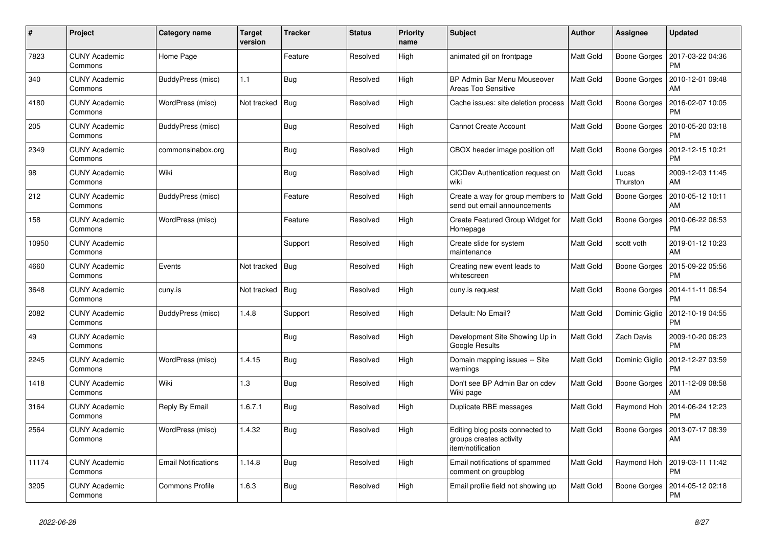| # | Project | Category name | Target version | Tracker | Status | Priority name | Subject | Author | Assignee | Updated |
|---|---|---|---|---|---|---|---|---|---|---|
| 7823 | CUNY Academic Commons | Home Page | | Feature | Resolved | High | animated gif on frontpage | Matt Gold | Boone Gorges | 2017-03-22 04:36 PM |
| 340 | CUNY Academic Commons | BuddyPress (misc) | 1.1 | Bug | Resolved | High | BP Admin Bar Menu Mouseover Areas Too Sensitive | Matt Gold | Boone Gorges | 2010-12-01 09:48 AM |
| 4180 | CUNY Academic Commons | WordPress (misc) | Not tracked | Bug | Resolved | High | Cache issues: site deletion process | Matt Gold | Boone Gorges | 2016-02-07 10:05 PM |
| 205 | CUNY Academic Commons | BuddyPress (misc) | | Bug | Resolved | High | Cannot Create Account | Matt Gold | Boone Gorges | 2010-05-20 03:18 PM |
| 2349 | CUNY Academic Commons | commonsinabox.org | | Bug | Resolved | High | CBOX header image position off | Matt Gold | Boone Gorges | 2012-12-15 10:21 PM |
| 98 | CUNY Academic Commons | Wiki | | Bug | Resolved | High | CICDev Authentication request on wiki | Matt Gold | Lucas Thurston | 2009-12-03 11:45 AM |
| 212 | CUNY Academic Commons | BuddyPress (misc) | | Feature | Resolved | High | Create a way for group members to send out email announcements | Matt Gold | Boone Gorges | 2010-05-12 10:11 AM |
| 158 | CUNY Academic Commons | WordPress (misc) | | Feature | Resolved | High | Create Featured Group Widget for Homepage | Matt Gold | Boone Gorges | 2010-06-22 06:53 PM |
| 10950 | CUNY Academic Commons | | | Support | Resolved | High | Create slide for system maintenance | Matt Gold | scott voth | 2019-01-12 10:23 AM |
| 4660 | CUNY Academic Commons | Events | Not tracked | Bug | Resolved | High | Creating new event leads to whitescreen | Matt Gold | Boone Gorges | 2015-09-22 05:56 PM |
| 3648 | CUNY Academic Commons | cuny.is | Not tracked | Bug | Resolved | High | cuny.is request | Matt Gold | Boone Gorges | 2014-11-11 06:54 PM |
| 2082 | CUNY Academic Commons | BuddyPress (misc) | 1.4.8 | Support | Resolved | High | Default: No Email? | Matt Gold | Dominic Giglio | 2012-10-19 04:55 PM |
| 49 | CUNY Academic Commons | | | Bug | Resolved | High | Development Site Showing Up in Google Results | Matt Gold | Zach Davis | 2009-10-20 06:23 PM |
| 2245 | CUNY Academic Commons | WordPress (misc) | 1.4.15 | Bug | Resolved | High | Domain mapping issues -- Site warnings | Matt Gold | Dominic Giglio | 2012-12-27 03:59 PM |
| 1418 | CUNY Academic Commons | Wiki | 1.3 | Bug | Resolved | High | Don't see BP Admin Bar on cdev Wiki page | Matt Gold | Boone Gorges | 2011-12-09 08:58 AM |
| 3164 | CUNY Academic Commons | Reply By Email | 1.6.7.1 | Bug | Resolved | High | Duplicate RBE messages | Matt Gold | Raymond Hoh | 2014-06-24 12:23 PM |
| 2564 | CUNY Academic Commons | WordPress (misc) | 1.4.32 | Bug | Resolved | High | Editing blog posts connected to groups creates activity item/notification | Matt Gold | Boone Gorges | 2013-07-17 08:39 AM |
| 11174 | CUNY Academic Commons | Email Notifications | 1.14.8 | Bug | Resolved | High | Email notifications of spammed comment on groupblog | Matt Gold | Raymond Hoh | 2019-03-11 11:42 PM |
| 3205 | CUNY Academic Commons | Commons Profile | 1.6.3 | Bug | Resolved | High | Email profile field not showing up | Matt Gold | Boone Gorges | 2014-05-12 02:18 PM |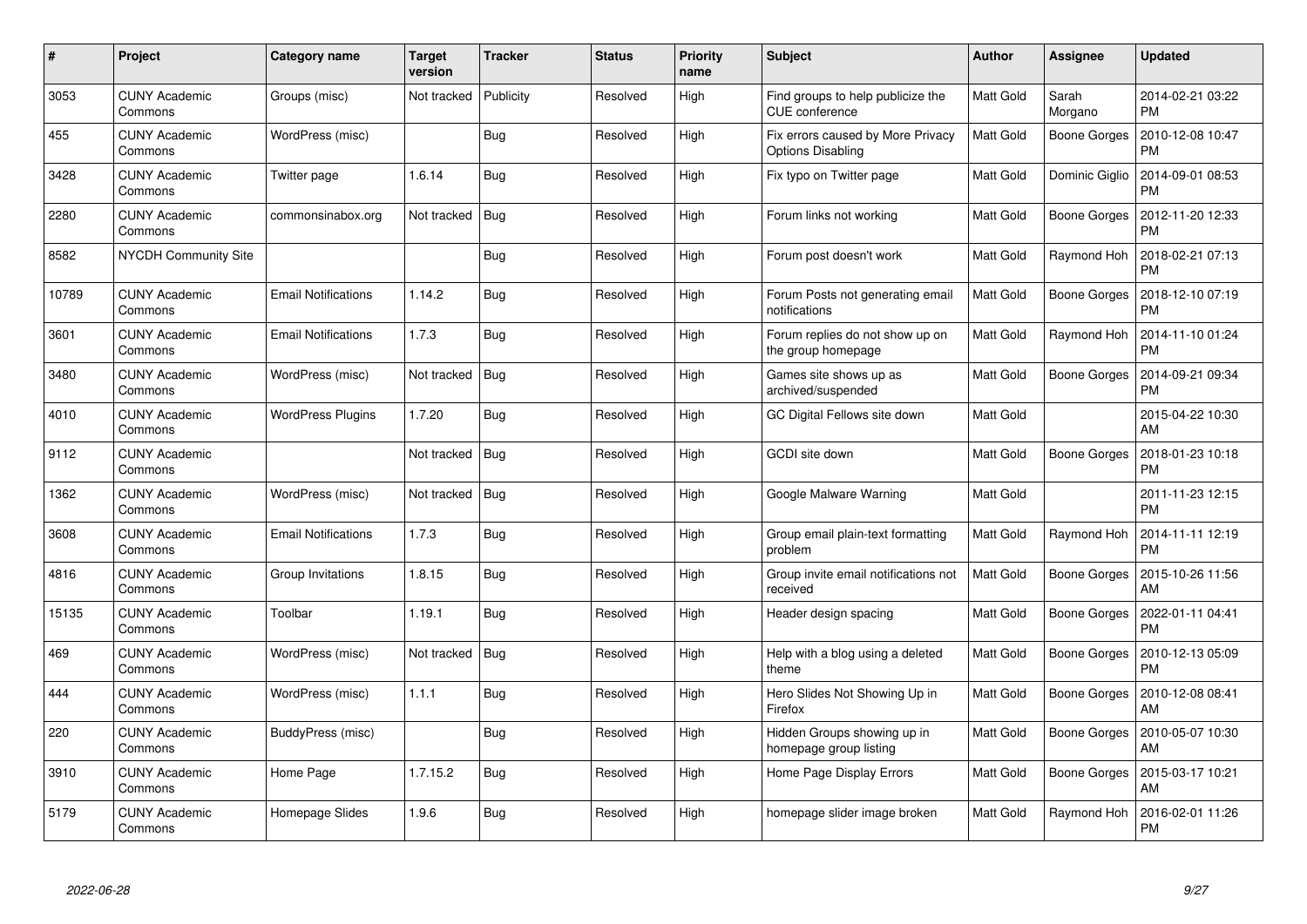| # | Project | Category name | Target version | Tracker | Status | Priority name | Subject | Author | Assignee | Updated |
|---|---|---|---|---|---|---|---|---|---|---|
| 3053 | CUNY Academic Commons | Groups (misc) | Not tracked | Publicity | Resolved | High | Find groups to help publicize the CUE conference | Matt Gold | Sarah Morgano | 2014-02-21 03:22 PM |
| 455 | CUNY Academic Commons | WordPress (misc) | | Bug | Resolved | High | Fix errors caused by More Privacy Options Disabling | Matt Gold | Boone Gorges | 2010-12-08 10:47 PM |
| 3428 | CUNY Academic Commons | Twitter page | 1.6.14 | Bug | Resolved | High | Fix typo on Twitter page | Matt Gold | Dominic Giglio | 2014-09-01 08:53 PM |
| 2280 | CUNY Academic Commons | commonsinabox.org | Not tracked | Bug | Resolved | High | Forum links not working | Matt Gold | Boone Gorges | 2012-11-20 12:33 PM |
| 8582 | NYCDH Community Site | | | Bug | Resolved | High | Forum post doesn't work | Matt Gold | Raymond Hoh | 2018-02-21 07:13 PM |
| 10789 | CUNY Academic Commons | Email Notifications | 1.14.2 | Bug | Resolved | High | Forum Posts not generating email notifications | Matt Gold | Boone Gorges | 2018-12-10 07:19 PM |
| 3601 | CUNY Academic Commons | Email Notifications | 1.7.3 | Bug | Resolved | High | Forum replies do not show up on the group homepage | Matt Gold | Raymond Hoh | 2014-11-10 01:24 PM |
| 3480 | CUNY Academic Commons | WordPress (misc) | Not tracked | Bug | Resolved | High | Games site shows up as archived/suspended | Matt Gold | Boone Gorges | 2014-09-21 09:34 PM |
| 4010 | CUNY Academic Commons | WordPress Plugins | 1.7.20 | Bug | Resolved | High | GC Digital Fellows site down | Matt Gold | | 2015-04-22 10:30 AM |
| 9112 | CUNY Academic Commons | | Not tracked | Bug | Resolved | High | GCDI site down | Matt Gold | Boone Gorges | 2018-01-23 10:18 PM |
| 1362 | CUNY Academic Commons | WordPress (misc) | Not tracked | Bug | Resolved | High | Google Malware Warning | Matt Gold | | 2011-11-23 12:15 PM |
| 3608 | CUNY Academic Commons | Email Notifications | 1.7.3 | Bug | Resolved | High | Group email plain-text formatting problem | Matt Gold | Raymond Hoh | 2014-11-11 12:19 PM |
| 4816 | CUNY Academic Commons | Group Invitations | 1.8.15 | Bug | Resolved | High | Group invite email notifications not received | Matt Gold | Boone Gorges | 2015-10-26 11:56 AM |
| 15135 | CUNY Academic Commons | Toolbar | 1.19.1 | Bug | Resolved | High | Header design spacing | Matt Gold | Boone Gorges | 2022-01-11 04:41 PM |
| 469 | CUNY Academic Commons | WordPress (misc) | Not tracked | Bug | Resolved | High | Help with a blog using a deleted theme | Matt Gold | Boone Gorges | 2010-12-13 05:09 PM |
| 444 | CUNY Academic Commons | WordPress (misc) | 1.1.1 | Bug | Resolved | High | Hero Slides Not Showing Up in Firefox | Matt Gold | Boone Gorges | 2010-12-08 08:41 AM |
| 220 | CUNY Academic Commons | BuddyPress (misc) | | Bug | Resolved | High | Hidden Groups showing up in homepage group listing | Matt Gold | Boone Gorges | 2010-05-07 10:30 AM |
| 3910 | CUNY Academic Commons | Home Page | 1.7.15.2 | Bug | Resolved | High | Home Page Display Errors | Matt Gold | Boone Gorges | 2015-03-17 10:21 AM |
| 5179 | CUNY Academic Commons | Homepage Slides | 1.9.6 | Bug | Resolved | High | homepage slider image broken | Matt Gold | Raymond Hoh | 2016-02-01 11:26 PM |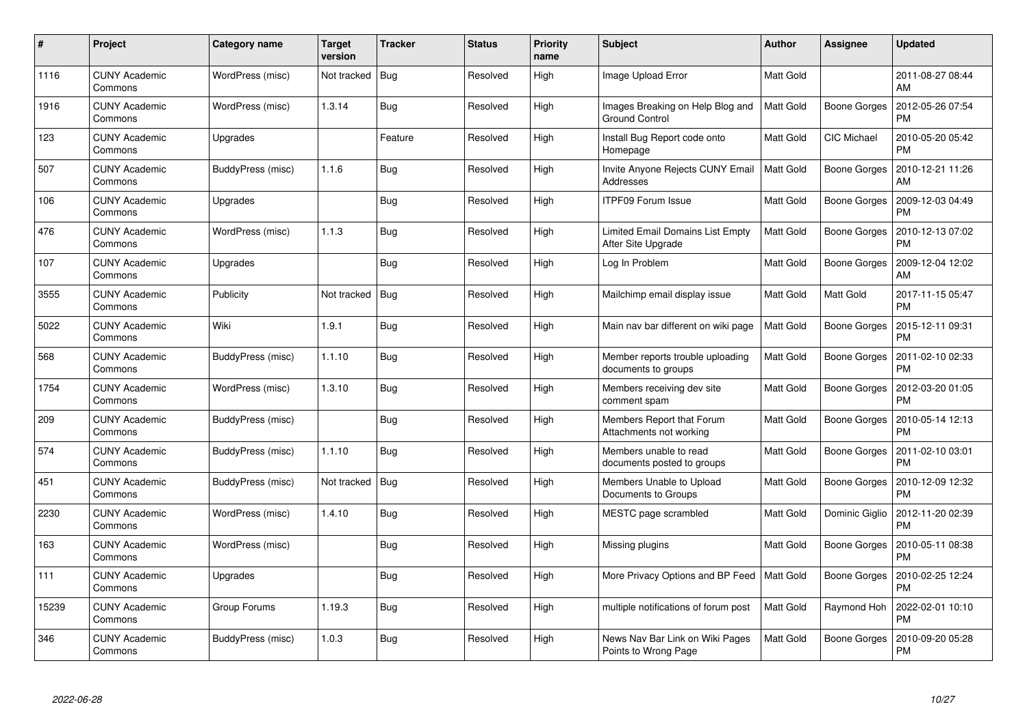| # | Project | Category name | Target version | Tracker | Status | Priority name | Subject | Author | Assignee | Updated |
|---|---|---|---|---|---|---|---|---|---|---|
| 1116 | CUNY Academic Commons | WordPress (misc) | Not tracked | Bug | Resolved | High | Image Upload Error | Matt Gold | | 2011-08-27 08:44 AM |
| 1916 | CUNY Academic Commons | WordPress (misc) | 1.3.14 | Bug | Resolved | High | Images Breaking on Help Blog and Ground Control | Matt Gold | Boone Gorges | 2012-05-26 07:54 PM |
| 123 | CUNY Academic Commons | Upgrades | | Feature | Resolved | High | Install Bug Report code onto Homepage | Matt Gold | CIC Michael | 2010-05-20 05:42 PM |
| 507 | CUNY Academic Commons | BuddyPress (misc) | 1.1.6 | Bug | Resolved | High | Invite Anyone Rejects CUNY Email Addresses | Matt Gold | Boone Gorges | 2010-12-21 11:26 AM |
| 106 | CUNY Academic Commons | Upgrades | | Bug | Resolved | High | ITPF09 Forum Issue | Matt Gold | Boone Gorges | 2009-12-03 04:49 PM |
| 476 | CUNY Academic Commons | WordPress (misc) | 1.1.3 | Bug | Resolved | High | Limited Email Domains List Empty After Site Upgrade | Matt Gold | Boone Gorges | 2010-12-13 07:02 PM |
| 107 | CUNY Academic Commons | Upgrades | | Bug | Resolved | High | Log In Problem | Matt Gold | Boone Gorges | 2009-12-04 12:02 AM |
| 3555 | CUNY Academic Commons | Publicity | Not tracked | Bug | Resolved | High | Mailchimp email display issue | Matt Gold | Matt Gold | 2017-11-15 05:47 PM |
| 5022 | CUNY Academic Commons | Wiki | 1.9.1 | Bug | Resolved | High | Main nav bar different on wiki page | Matt Gold | Boone Gorges | 2015-12-11 09:31 PM |
| 568 | CUNY Academic Commons | BuddyPress (misc) | 1.1.10 | Bug | Resolved | High | Member reports trouble uploading documents to groups | Matt Gold | Boone Gorges | 2011-02-10 02:33 PM |
| 1754 | CUNY Academic Commons | WordPress (misc) | 1.3.10 | Bug | Resolved | High | Members receiving dev site comment spam | Matt Gold | Boone Gorges | 2012-03-20 01:05 PM |
| 209 | CUNY Academic Commons | BuddyPress (misc) | | Bug | Resolved | High | Members Report that Forum Attachments not working | Matt Gold | Boone Gorges | 2010-05-14 12:13 PM |
| 574 | CUNY Academic Commons | BuddyPress (misc) | 1.1.10 | Bug | Resolved | High | Members unable to read documents posted to groups | Matt Gold | Boone Gorges | 2011-02-10 03:01 PM |
| 451 | CUNY Academic Commons | BuddyPress (misc) | Not tracked | Bug | Resolved | High | Members Unable to Upload Documents to Groups | Matt Gold | Boone Gorges | 2010-12-09 12:32 PM |
| 2230 | CUNY Academic Commons | WordPress (misc) | 1.4.10 | Bug | Resolved | High | MESTC page scrambled | Matt Gold | Dominic Giglio | 2012-11-20 02:39 PM |
| 163 | CUNY Academic Commons | WordPress (misc) | | Bug | Resolved | High | Missing plugins | Matt Gold | Boone Gorges | 2010-05-11 08:38 PM |
| 111 | CUNY Academic Commons | Upgrades | | Bug | Resolved | High | More Privacy Options and BP Feed | Matt Gold | Boone Gorges | 2010-02-25 12:24 PM |
| 15239 | CUNY Academic Commons | Group Forums | 1.19.3 | Bug | Resolved | High | multiple notifications of forum post | Matt Gold | Raymond Hoh | 2022-02-01 10:10 PM |
| 346 | CUNY Academic Commons | BuddyPress (misc) | 1.0.3 | Bug | Resolved | High | News Nav Bar Link on Wiki Pages Points to Wrong Page | Matt Gold | Boone Gorges | 2010-09-20 05:28 PM |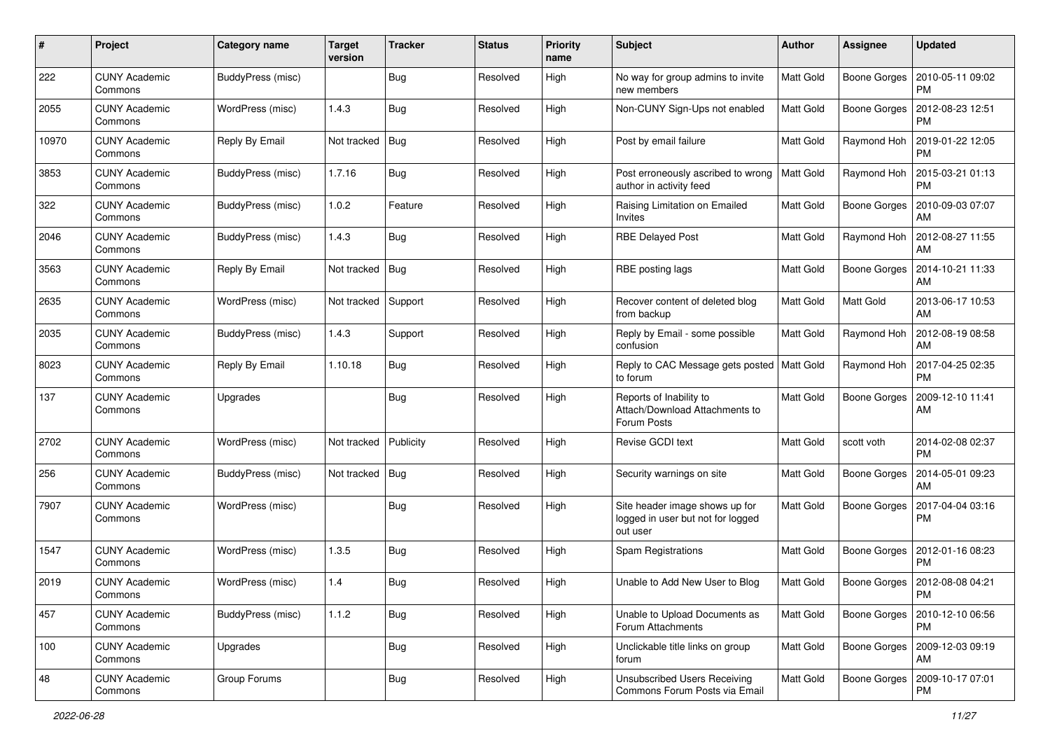| # | Project | Category name | Target version | Tracker | Status | Priority name | Subject | Author | Assignee | Updated |
|---|---|---|---|---|---|---|---|---|---|---|
| 222 | CUNY Academic Commons | BuddyPress (misc) | | Bug | Resolved | High | No way for group admins to invite new members | Matt Gold | Boone Gorges | 2010-05-11 09:02 PM |
| 2055 | CUNY Academic Commons | WordPress (misc) | 1.4.3 | Bug | Resolved | High | Non-CUNY Sign-Ups not enabled | Matt Gold | Boone Gorges | 2012-08-23 12:51 PM |
| 10970 | CUNY Academic Commons | Reply By Email | Not tracked | Bug | Resolved | High | Post by email failure | Matt Gold | Raymond Hoh | 2019-01-22 12:05 PM |
| 3853 | CUNY Academic Commons | BuddyPress (misc) | 1.7.16 | Bug | Resolved | High | Post erroneously ascribed to wrong author in activity feed | Matt Gold | Raymond Hoh | 2015-03-21 01:13 PM |
| 322 | CUNY Academic Commons | BuddyPress (misc) | 1.0.2 | Feature | Resolved | High | Raising Limitation on Emailed Invites | Matt Gold | Boone Gorges | 2010-09-03 07:07 AM |
| 2046 | CUNY Academic Commons | BuddyPress (misc) | 1.4.3 | Bug | Resolved | High | RBE Delayed Post | Matt Gold | Raymond Hoh | 2012-08-27 11:55 AM |
| 3563 | CUNY Academic Commons | Reply By Email | Not tracked | Bug | Resolved | High | RBE posting lags | Matt Gold | Boone Gorges | 2014-10-21 11:33 AM |
| 2635 | CUNY Academic Commons | WordPress (misc) | Not tracked | Support | Resolved | High | Recover content of deleted blog from backup | Matt Gold | Matt Gold | 2013-06-17 10:53 AM |
| 2035 | CUNY Academic Commons | BuddyPress (misc) | 1.4.3 | Support | Resolved | High | Reply by Email - some possible confusion | Matt Gold | Raymond Hoh | 2012-08-19 08:58 AM |
| 8023 | CUNY Academic Commons | Reply By Email | 1.10.18 | Bug | Resolved | High | Reply to CAC Message gets posted to forum | Matt Gold | Raymond Hoh | 2017-04-25 02:35 PM |
| 137 | CUNY Academic Commons | Upgrades | | Bug | Resolved | High | Reports of Inability to Attach/Download Attachments to Forum Posts | Matt Gold | Boone Gorges | 2009-12-10 11:41 AM |
| 2702 | CUNY Academic Commons | WordPress (misc) | Not tracked | Publicity | Resolved | High | Revise GCDI text | Matt Gold | scott voth | 2014-02-08 02:37 PM |
| 256 | CUNY Academic Commons | BuddyPress (misc) | Not tracked | Bug | Resolved | High | Security warnings on site | Matt Gold | Boone Gorges | 2014-05-01 09:23 AM |
| 7907 | CUNY Academic Commons | WordPress (misc) | | Bug | Resolved | High | Site header image shows up for logged in user but not for logged out user | Matt Gold | Boone Gorges | 2017-04-04 03:16 PM |
| 1547 | CUNY Academic Commons | WordPress (misc) | 1.3.5 | Bug | Resolved | High | Spam Registrations | Matt Gold | Boone Gorges | 2012-01-16 08:23 PM |
| 2019 | CUNY Academic Commons | WordPress (misc) | 1.4 | Bug | Resolved | High | Unable to Add New User to Blog | Matt Gold | Boone Gorges | 2012-08-08 04:21 PM |
| 457 | CUNY Academic Commons | BuddyPress (misc) | 1.1.2 | Bug | Resolved | High | Unable to Upload Documents as Forum Attachments | Matt Gold | Boone Gorges | 2010-12-10 06:56 PM |
| 100 | CUNY Academic Commons | Upgrades | | Bug | Resolved | High | Unclickable title links on group forum | Matt Gold | Boone Gorges | 2009-12-03 09:19 AM |
| 48 | CUNY Academic Commons | Group Forums | | Bug | Resolved | High | Unsubscribed Users Receiving Commons Forum Posts via Email | Matt Gold | Boone Gorges | 2009-10-17 07:01 PM |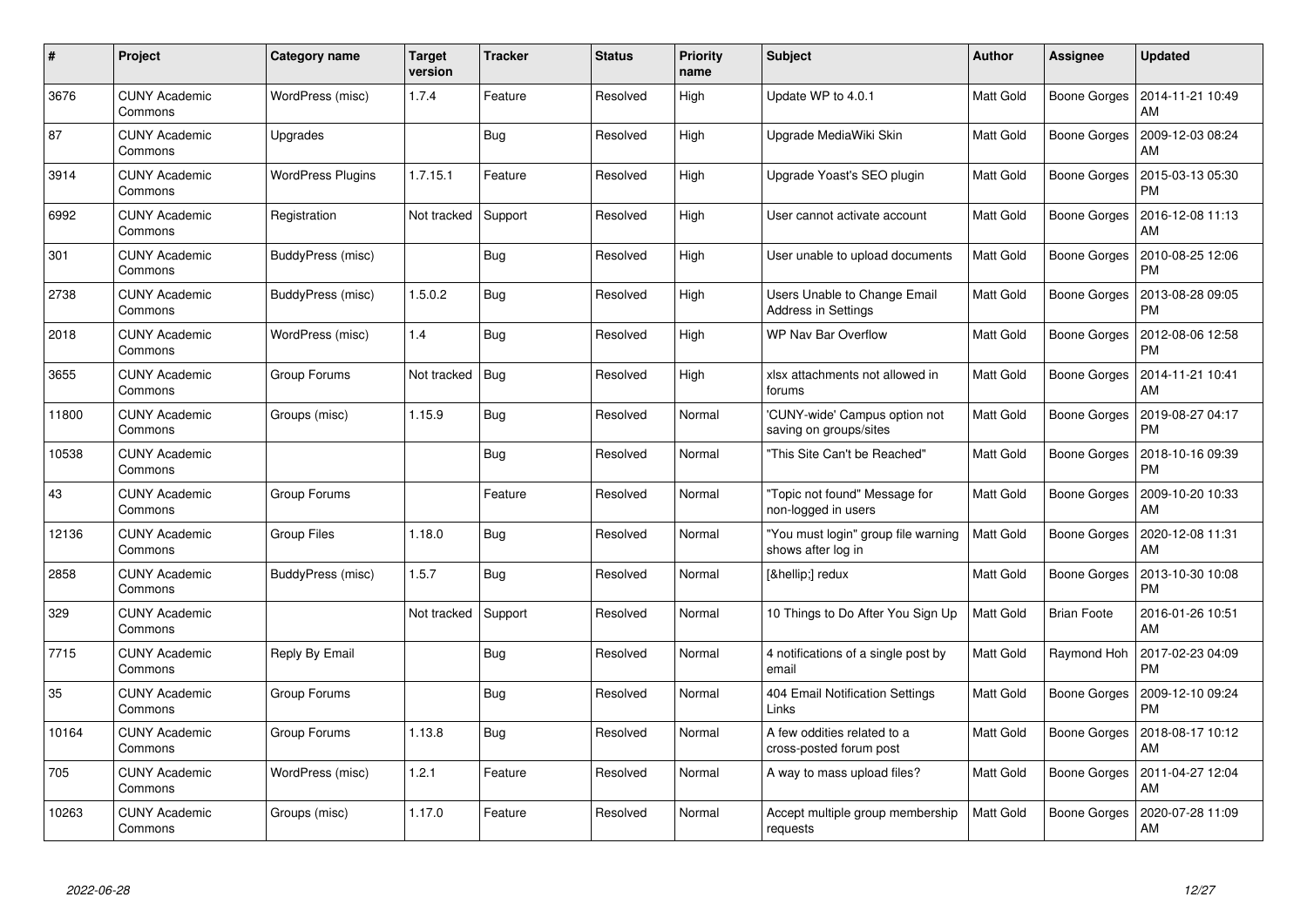| # | Project | Category name | Target version | Tracker | Status | Priority name | Subject | Author | Assignee | Updated |
|---|---|---|---|---|---|---|---|---|---|---|
| 3676 | CUNY Academic Commons | WordPress (misc) | 1.7.4 | Feature | Resolved | High | Update WP to 4.0.1 | Matt Gold | Boone Gorges | 2014-11-21 10:49 AM |
| 87 | CUNY Academic Commons | Upgrades | | Bug | Resolved | High | Upgrade MediaWiki Skin | Matt Gold | Boone Gorges | 2009-12-03 08:24 AM |
| 3914 | CUNY Academic Commons | WordPress Plugins | 1.7.15.1 | Feature | Resolved | High | Upgrade Yoast's SEO plugin | Matt Gold | Boone Gorges | 2015-03-13 05:30 PM |
| 6992 | CUNY Academic Commons | Registration | Not tracked | Support | Resolved | High | User cannot activate account | Matt Gold | Boone Gorges | 2016-12-08 11:13 AM |
| 301 | CUNY Academic Commons | BuddyPress (misc) | | Bug | Resolved | High | User unable to upload documents | Matt Gold | Boone Gorges | 2010-08-25 12:06 PM |
| 2738 | CUNY Academic Commons | BuddyPress (misc) | 1.5.0.2 | Bug | Resolved | High | Users Unable to Change Email Address in Settings | Matt Gold | Boone Gorges | 2013-08-28 09:05 PM |
| 2018 | CUNY Academic Commons | WordPress (misc) | 1.4 | Bug | Resolved | High | WP Nav Bar Overflow | Matt Gold | Boone Gorges | 2012-08-06 12:58 PM |
| 3655 | CUNY Academic Commons | Group Forums | Not tracked | Bug | Resolved | High | xlsx attachments not allowed in forums | Matt Gold | Boone Gorges | 2014-11-21 10:41 AM |
| 11800 | CUNY Academic Commons | Groups (misc) | 1.15.9 | Bug | Resolved | Normal | 'CUNY-wide' Campus option not saving on groups/sites | Matt Gold | Boone Gorges | 2019-08-27 04:17 PM |
| 10538 | CUNY Academic Commons | | | Bug | Resolved | Normal | "This Site Can't be Reached" | Matt Gold | Boone Gorges | 2018-10-16 09:39 PM |
| 43 | CUNY Academic Commons | Group Forums | | Feature | Resolved | Normal | "Topic not found" Message for non-logged in users | Matt Gold | Boone Gorges | 2009-10-20 10:33 AM |
| 12136 | CUNY Academic Commons | Group Files | 1.18.0 | Bug | Resolved | Normal | "You must login" group file warning shows after log in | Matt Gold | Boone Gorges | 2020-12-08 11:31 AM |
| 2858 | CUNY Academic Commons | BuddyPress (misc) | 1.5.7 | Bug | Resolved | Normal | [&hellip;] redux | Matt Gold | Boone Gorges | 2013-10-30 10:08 PM |
| 329 | CUNY Academic Commons | | Not tracked | Support | Resolved | Normal | 10 Things to Do After You Sign Up | Matt Gold | Brian Foote | 2016-01-26 10:51 AM |
| 7715 | CUNY Academic Commons | Reply By Email | | Bug | Resolved | Normal | 4 notifications of a single post by email | Matt Gold | Raymond Hoh | 2017-02-23 04:09 PM |
| 35 | CUNY Academic Commons | Group Forums | | Bug | Resolved | Normal | 404 Email Notification Settings Links | Matt Gold | Boone Gorges | 2009-12-10 09:24 PM |
| 10164 | CUNY Academic Commons | Group Forums | 1.13.8 | Bug | Resolved | Normal | A few oddities related to a cross-posted forum post | Matt Gold | Boone Gorges | 2018-08-17 10:12 AM |
| 705 | CUNY Academic Commons | WordPress (misc) | 1.2.1 | Feature | Resolved | Normal | A way to mass upload files? | Matt Gold | Boone Gorges | 2011-04-27 12:04 AM |
| 10263 | CUNY Academic Commons | Groups (misc) | 1.17.0 | Feature | Resolved | Normal | Accept multiple group membership requests | Matt Gold | Boone Gorges | 2020-07-28 11:09 AM |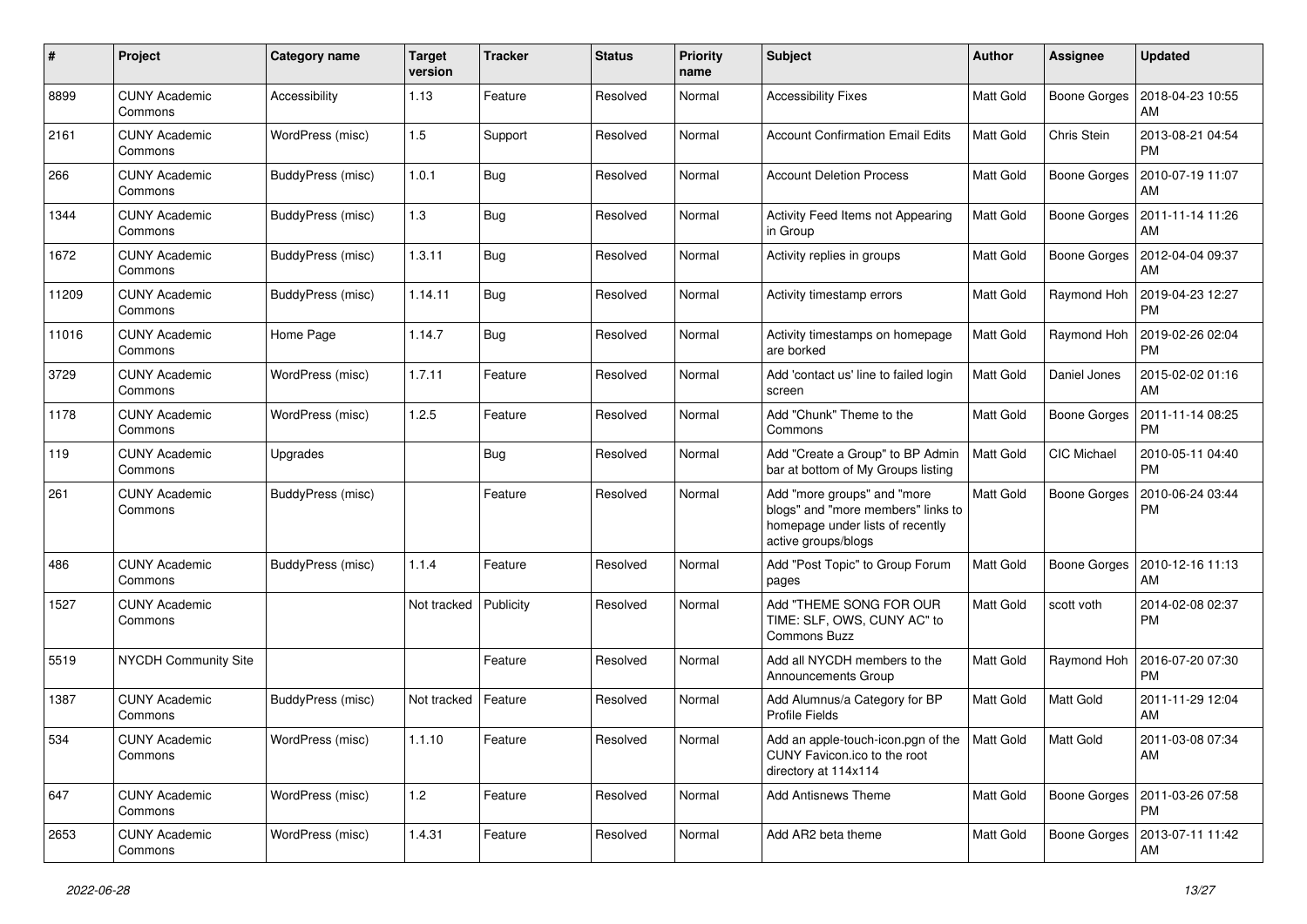| # | Project | Category name | Target version | Tracker | Status | Priority name | Subject | Author | Assignee | Updated |
|---|---|---|---|---|---|---|---|---|---|---|
| 8899 | CUNY Academic Commons | Accessibility | 1.13 | Feature | Resolved | Normal | Accessibility Fixes | Matt Gold | Boone Gorges | 2018-04-23 10:55 AM |
| 2161 | CUNY Academic Commons | WordPress (misc) | 1.5 | Support | Resolved | Normal | Account Confirmation Email Edits | Matt Gold | Chris Stein | 2013-08-21 04:54 PM |
| 266 | CUNY Academic Commons | BuddyPress (misc) | 1.0.1 | Bug | Resolved | Normal | Account Deletion Process | Matt Gold | Boone Gorges | 2010-07-19 11:07 AM |
| 1344 | CUNY Academic Commons | BuddyPress (misc) | 1.3 | Bug | Resolved | Normal | Activity Feed Items not Appearing in Group | Matt Gold | Boone Gorges | 2011-11-14 11:26 AM |
| 1672 | CUNY Academic Commons | BuddyPress (misc) | 1.3.11 | Bug | Resolved | Normal | Activity replies in groups | Matt Gold | Boone Gorges | 2012-04-04 09:37 AM |
| 11209 | CUNY Academic Commons | BuddyPress (misc) | 1.14.11 | Bug | Resolved | Normal | Activity timestamp errors | Matt Gold | Raymond Hoh | 2019-04-23 12:27 PM |
| 11016 | CUNY Academic Commons | Home Page | 1.14.7 | Bug | Resolved | Normal | Activity timestamps on homepage are borked | Matt Gold | Raymond Hoh | 2019-02-26 02:04 PM |
| 3729 | CUNY Academic Commons | WordPress (misc) | 1.7.11 | Feature | Resolved | Normal | Add 'contact us' line to failed login screen | Matt Gold | Daniel Jones | 2015-02-02 01:16 AM |
| 1178 | CUNY Academic Commons | WordPress (misc) | 1.2.5 | Feature | Resolved | Normal | Add "Chunk" Theme to the Commons | Matt Gold | Boone Gorges | 2011-11-14 08:25 PM |
| 119 | CUNY Academic Commons | Upgrades | | Bug | Resolved | Normal | Add "Create a Group" to BP Admin bar at bottom of My Groups listing | Matt Gold | CIC Michael | 2010-05-11 04:40 PM |
| 261 | CUNY Academic Commons | BuddyPress (misc) | | Feature | Resolved | Normal | Add "more groups" and "more blogs" and "more members" links to homepage under lists of recently active groups/blogs | Matt Gold | Boone Gorges | 2010-06-24 03:44 PM |
| 486 | CUNY Academic Commons | BuddyPress (misc) | 1.1.4 | Feature | Resolved | Normal | Add "Post Topic" to Group Forum pages | Matt Gold | Boone Gorges | 2010-12-16 11:13 AM |
| 1527 | CUNY Academic Commons | | Not tracked | Publicity | Resolved | Normal | Add "THEME SONG FOR OUR TIME: SLF, OWS, CUNY AC" to Commons Buzz | Matt Gold | scott voth | 2014-02-08 02:37 PM |
| 5519 | NYCDH Community Site | | | Feature | Resolved | Normal | Add all NYCDH members to the Announcements Group | Matt Gold | Raymond Hoh | 2016-07-20 07:30 PM |
| 1387 | CUNY Academic Commons | BuddyPress (misc) | Not tracked | Feature | Resolved | Normal | Add Alumnus/a Category for BP Profile Fields | Matt Gold | Matt Gold | 2011-11-29 12:04 AM |
| 534 | CUNY Academic Commons | WordPress (misc) | 1.1.10 | Feature | Resolved | Normal | Add an apple-touch-icon.pgn of the CUNY Favicon.ico to the root directory at 114x114 | Matt Gold | Matt Gold | 2011-03-08 07:34 AM |
| 647 | CUNY Academic Commons | WordPress (misc) | 1.2 | Feature | Resolved | Normal | Add Antisnews Theme | Matt Gold | Boone Gorges | 2011-03-26 07:58 PM |
| 2653 | CUNY Academic Commons | WordPress (misc) | 1.4.31 | Feature | Resolved | Normal | Add AR2 beta theme | Matt Gold | Boone Gorges | 2013-07-11 11:42 AM |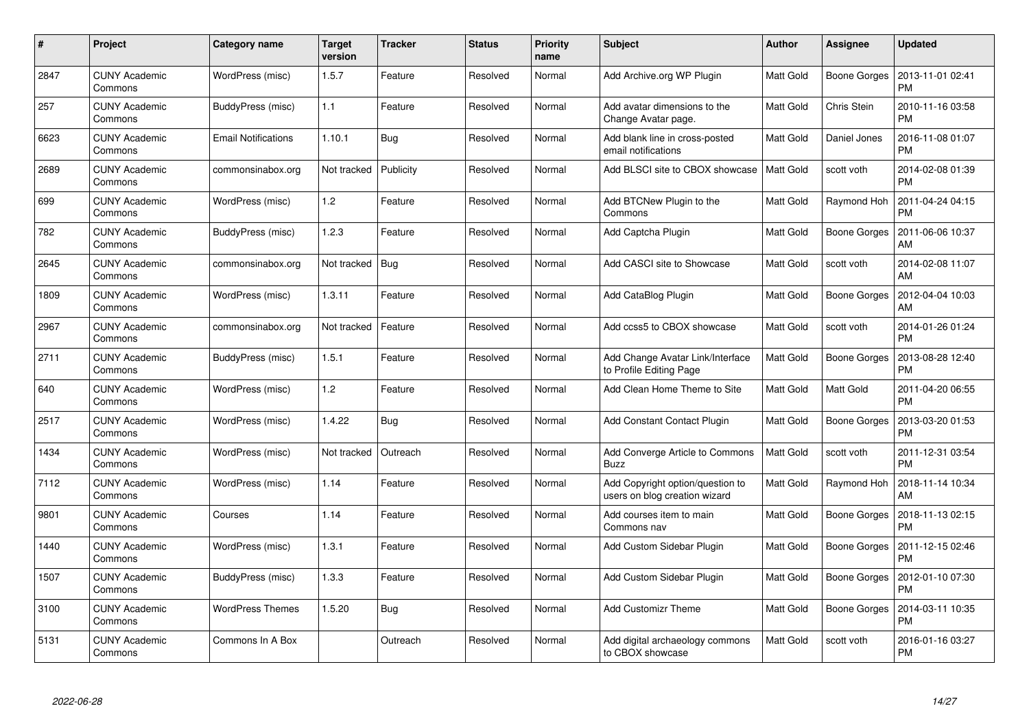| # | Project | Category name | Target version | Tracker | Status | Priority name | Subject | Author | Assignee | Updated |
|---|---|---|---|---|---|---|---|---|---|---|
| 2847 | CUNY Academic Commons | WordPress (misc) | 1.5.7 | Feature | Resolved | Normal | Add Archive.org WP Plugin | Matt Gold | Boone Gorges | 2013-11-01 02:41 PM |
| 257 | CUNY Academic Commons | BuddyPress (misc) | 1.1 | Feature | Resolved | Normal | Add avatar dimensions to the Change Avatar page. | Matt Gold | Chris Stein | 2010-11-16 03:58 PM |
| 6623 | CUNY Academic Commons | Email Notifications | 1.10.1 | Bug | Resolved | Normal | Add blank line in cross-posted email notifications | Matt Gold | Daniel Jones | 2016-11-08 01:07 PM |
| 2689 | CUNY Academic Commons | commonsinabox.org | Not tracked | Publicity | Resolved | Normal | Add BLSCI site to CBOX showcase | Matt Gold | scott voth | 2014-02-08 01:39 PM |
| 699 | CUNY Academic Commons | WordPress (misc) | 1.2 | Feature | Resolved | Normal | Add BTCNew Plugin to the Commons | Matt Gold | Raymond Hoh | 2011-04-24 04:15 PM |
| 782 | CUNY Academic Commons | BuddyPress (misc) | 1.2.3 | Feature | Resolved | Normal | Add Captcha Plugin | Matt Gold | Boone Gorges | 2011-06-06 10:37 AM |
| 2645 | CUNY Academic Commons | commonsinabox.org | Not tracked | Bug | Resolved | Normal | Add CASCI site to Showcase | Matt Gold | scott voth | 2014-02-08 11:07 AM |
| 1809 | CUNY Academic Commons | WordPress (misc) | 1.3.11 | Feature | Resolved | Normal | Add CataBlog Plugin | Matt Gold | Boone Gorges | 2012-04-04 10:03 AM |
| 2967 | CUNY Academic Commons | commonsinabox.org | Not tracked | Feature | Resolved | Normal | Add ccss5 to CBOX showcase | Matt Gold | scott voth | 2014-01-26 01:24 PM |
| 2711 | CUNY Academic Commons | BuddyPress (misc) | 1.5.1 | Feature | Resolved | Normal | Add Change Avatar Link/Interface to Profile Editing Page | Matt Gold | Boone Gorges | 2013-08-28 12:40 PM |
| 640 | CUNY Academic Commons | WordPress (misc) | 1.2 | Feature | Resolved | Normal | Add Clean Home Theme to Site | Matt Gold | Matt Gold | 2011-04-20 06:55 PM |
| 2517 | CUNY Academic Commons | WordPress (misc) | 1.4.22 | Bug | Resolved | Normal | Add Constant Contact Plugin | Matt Gold | Boone Gorges | 2013-03-20 01:53 PM |
| 1434 | CUNY Academic Commons | WordPress (misc) | Not tracked | Outreach | Resolved | Normal | Add Converge Article to Commons Buzz | Matt Gold | scott voth | 2011-12-31 03:54 PM |
| 7112 | CUNY Academic Commons | WordPress (misc) | 1.14 | Feature | Resolved | Normal | Add Copyright option/question to users on blog creation wizard | Matt Gold | Raymond Hoh | 2018-11-14 10:34 AM |
| 9801 | CUNY Academic Commons | Courses | 1.14 | Feature | Resolved | Normal | Add courses item to main Commons nav | Matt Gold | Boone Gorges | 2018-11-13 02:15 PM |
| 1440 | CUNY Academic Commons | WordPress (misc) | 1.3.1 | Feature | Resolved | Normal | Add Custom Sidebar Plugin | Matt Gold | Boone Gorges | 2011-12-15 02:46 PM |
| 1507 | CUNY Academic Commons | BuddyPress (misc) | 1.3.3 | Feature | Resolved | Normal | Add Custom Sidebar Plugin | Matt Gold | Boone Gorges | 2012-01-10 07:30 PM |
| 3100 | CUNY Academic Commons | WordPress Themes | 1.5.20 | Bug | Resolved | Normal | Add Customizr Theme | Matt Gold | Boone Gorges | 2014-03-11 10:35 PM |
| 5131 | CUNY Academic Commons | Commons In A Box | | Outreach | Resolved | Normal | Add digital archaeology commons to CBOX showcase | Matt Gold | scott voth | 2016-01-16 03:27 PM |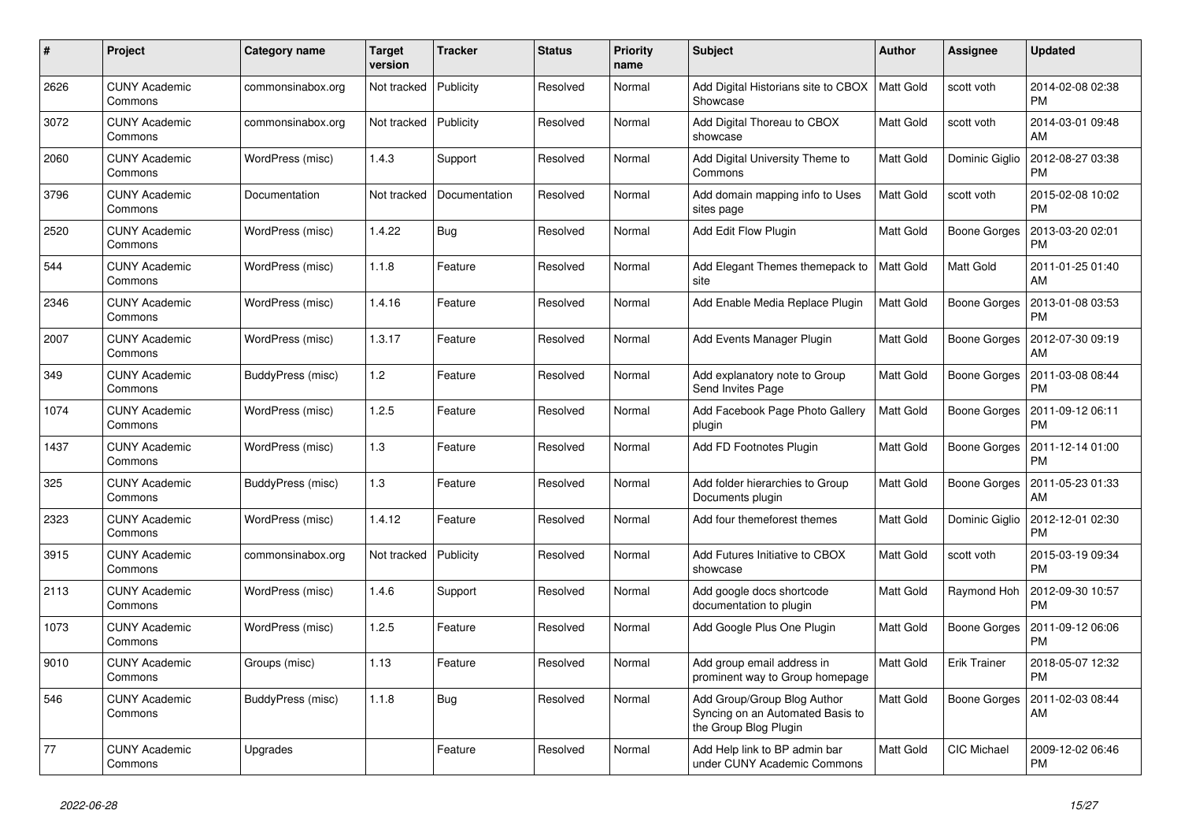| # | Project | Category name | Target version | Tracker | Status | Priority name | Subject | Author | Assignee | Updated |
|---|---|---|---|---|---|---|---|---|---|---|
| 2626 | CUNY Academic Commons | commonsinabox.org | Not tracked | Publicity | Resolved | Normal | Add Digital Historians site to CBOX Showcase | Matt Gold | scott voth | 2014-02-08 02:38 PM |
| 3072 | CUNY Academic Commons | commonsinabox.org | Not tracked | Publicity | Resolved | Normal | Add Digital Thoreau to CBOX showcase | Matt Gold | scott voth | 2014-03-01 09:48 AM |
| 2060 | CUNY Academic Commons | WordPress (misc) | 1.4.3 | Support | Resolved | Normal | Add Digital University Theme to Commons | Matt Gold | Dominic Giglio | 2012-08-27 03:38 PM |
| 3796 | CUNY Academic Commons | Documentation | Not tracked | Documentation | Resolved | Normal | Add domain mapping info to Uses sites page | Matt Gold | scott voth | 2015-02-08 10:02 PM |
| 2520 | CUNY Academic Commons | WordPress (misc) | 1.4.22 | Bug | Resolved | Normal | Add Edit Flow Plugin | Matt Gold | Boone Gorges | 2013-03-20 02:01 PM |
| 544 | CUNY Academic Commons | WordPress (misc) | 1.1.8 | Feature | Resolved | Normal | Add Elegant Themes themepack to site | Matt Gold | Matt Gold | 2011-01-25 01:40 AM |
| 2346 | CUNY Academic Commons | WordPress (misc) | 1.4.16 | Feature | Resolved | Normal | Add Enable Media Replace Plugin | Matt Gold | Boone Gorges | 2013-01-08 03:53 PM |
| 2007 | CUNY Academic Commons | WordPress (misc) | 1.3.17 | Feature | Resolved | Normal | Add Events Manager Plugin | Matt Gold | Boone Gorges | 2012-07-30 09:19 AM |
| 349 | CUNY Academic Commons | BuddyPress (misc) | 1.2 | Feature | Resolved | Normal | Add explanatory note to Group Send Invites Page | Matt Gold | Boone Gorges | 2011-03-08 08:44 PM |
| 1074 | CUNY Academic Commons | WordPress (misc) | 1.2.5 | Feature | Resolved | Normal | Add Facebook Page Photo Gallery plugin | Matt Gold | Boone Gorges | 2011-09-12 06:11 PM |
| 1437 | CUNY Academic Commons | WordPress (misc) | 1.3 | Feature | Resolved | Normal | Add FD Footnotes Plugin | Matt Gold | Boone Gorges | 2011-12-14 01:00 PM |
| 325 | CUNY Academic Commons | BuddyPress (misc) | 1.3 | Feature | Resolved | Normal | Add folder hierarchies to Group Documents plugin | Matt Gold | Boone Gorges | 2011-05-23 01:33 AM |
| 2323 | CUNY Academic Commons | WordPress (misc) | 1.4.12 | Feature | Resolved | Normal | Add four themeforest themes | Matt Gold | Dominic Giglio | 2012-12-01 02:30 PM |
| 3915 | CUNY Academic Commons | commonsinabox.org | Not tracked | Publicity | Resolved | Normal | Add Futures Initiative to CBOX showcase | Matt Gold | scott voth | 2015-03-19 09:34 PM |
| 2113 | CUNY Academic Commons | WordPress (misc) | 1.4.6 | Support | Resolved | Normal | Add google docs shortcode documentation to plugin | Matt Gold | Raymond Hoh | 2012-09-30 10:57 PM |
| 1073 | CUNY Academic Commons | WordPress (misc) | 1.2.5 | Feature | Resolved | Normal | Add Google Plus One Plugin | Matt Gold | Boone Gorges | 2011-09-12 06:06 PM |
| 9010 | CUNY Academic Commons | Groups (misc) | 1.13 | Feature | Resolved | Normal | Add group email address in prominent way to Group homepage | Matt Gold | Erik Trainer | 2018-05-07 12:32 PM |
| 546 | CUNY Academic Commons | BuddyPress (misc) | 1.1.8 | Bug | Resolved | Normal | Add Group/Group Blog Author Syncing on an Automated Basis to the Group Blog Plugin | Matt Gold | Boone Gorges | 2011-02-03 08:44 AM |
| 77 | CUNY Academic Commons | Upgrades | | Feature | Resolved | Normal | Add Help link to BP admin bar under CUNY Academic Commons | Matt Gold | CIC Michael | 2009-12-02 06:46 PM |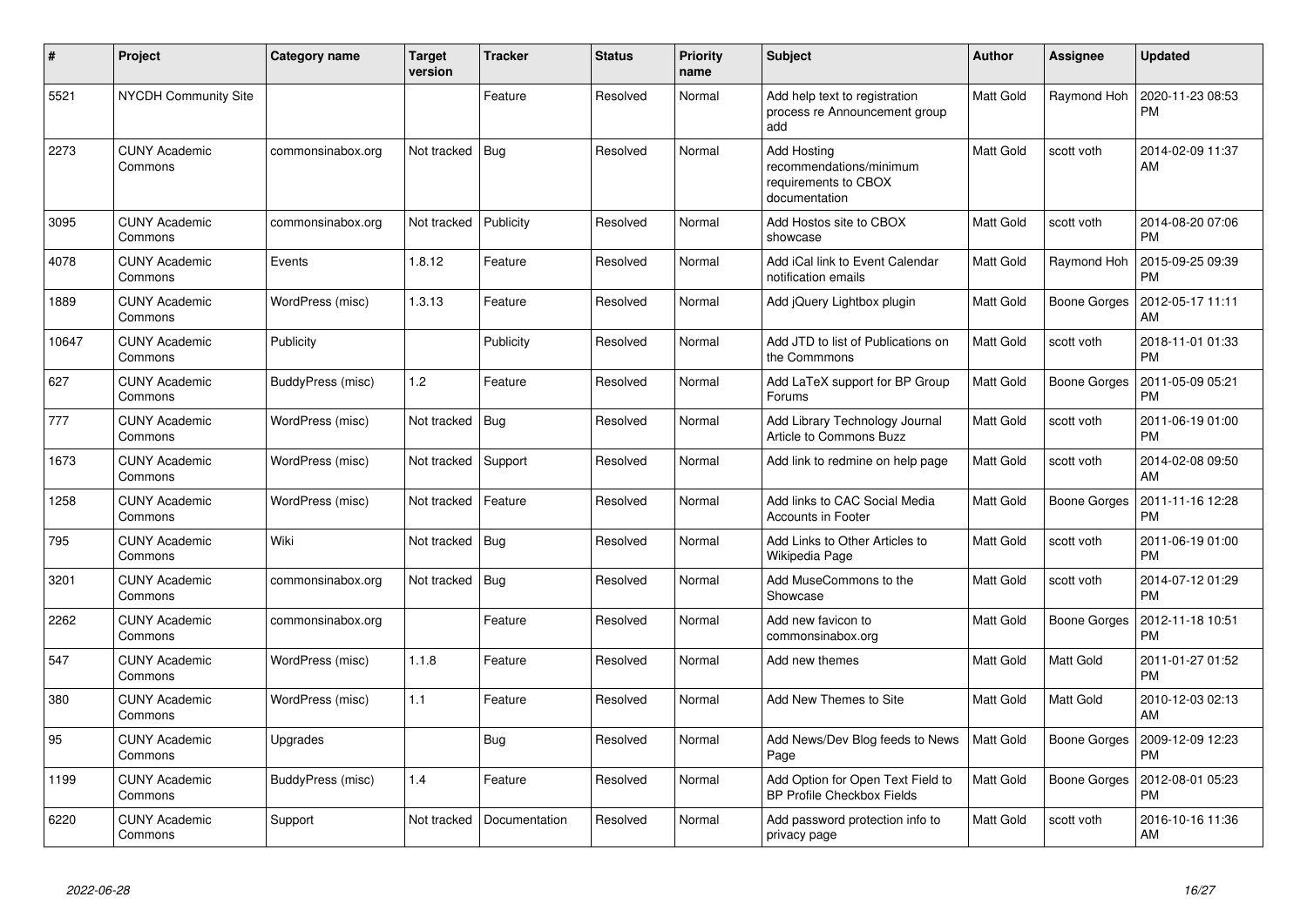| # | Project | Category name | Target version | Tracker | Status | Priority name | Subject | Author | Assignee | Updated |
|---|---|---|---|---|---|---|---|---|---|---|
| 5521 | NYCDH Community Site | | | Feature | Resolved | Normal | Add help text to registration process re Announcement group add | Matt Gold | Raymond Hoh | 2020-11-23 08:53 PM |
| 2273 | CUNY Academic Commons | commonsinabox.org | Not tracked | Bug | Resolved | Normal | Add Hosting recommendations/minimum requirements to CBOX documentation | Matt Gold | scott voth | 2014-02-09 11:37 AM |
| 3095 | CUNY Academic Commons | commonsinabox.org | Not tracked | Publicity | Resolved | Normal | Add Hostos site to CBOX showcase | Matt Gold | scott voth | 2014-08-20 07:06 PM |
| 4078 | CUNY Academic Commons | Events | 1.8.12 | Feature | Resolved | Normal | Add iCal link to Event Calendar notification emails | Matt Gold | Raymond Hoh | 2015-09-25 09:39 PM |
| 1889 | CUNY Academic Commons | WordPress (misc) | 1.3.13 | Feature | Resolved | Normal | Add jQuery Lightbox plugin | Matt Gold | Boone Gorges | 2012-05-17 11:11 AM |
| 10647 | CUNY Academic Commons | Publicity | | Publicity | Resolved | Normal | Add JTD to list of Publications on the Commmons | Matt Gold | scott voth | 2018-11-01 01:33 PM |
| 627 | CUNY Academic Commons | BuddyPress (misc) | 1.2 | Feature | Resolved | Normal | Add LaTeX support for BP Group Forums | Matt Gold | Boone Gorges | 2011-05-09 05:21 PM |
| 777 | CUNY Academic Commons | WordPress (misc) | Not tracked | Bug | Resolved | Normal | Add Library Technology Journal Article to Commons Buzz | Matt Gold | scott voth | 2011-06-19 01:00 PM |
| 1673 | CUNY Academic Commons | WordPress (misc) | Not tracked | Support | Resolved | Normal | Add link to redmine on help page | Matt Gold | scott voth | 2014-02-08 09:50 AM |
| 1258 | CUNY Academic Commons | WordPress (misc) | Not tracked | Feature | Resolved | Normal | Add links to CAC Social Media Accounts in Footer | Matt Gold | Boone Gorges | 2011-11-16 12:28 PM |
| 795 | CUNY Academic Commons | Wiki | Not tracked | Bug | Resolved | Normal | Add Links to Other Articles to Wikipedia Page | Matt Gold | scott voth | 2011-06-19 01:00 PM |
| 3201 | CUNY Academic Commons | commonsinabox.org | Not tracked | Bug | Resolved | Normal | Add MuseCommons to the Showcase | Matt Gold | scott voth | 2014-07-12 01:29 PM |
| 2262 | CUNY Academic Commons | commonsinabox.org | | Feature | Resolved | Normal | Add new favicon to commonsinabox.org | Matt Gold | Boone Gorges | 2012-11-18 10:51 PM |
| 547 | CUNY Academic Commons | WordPress (misc) | 1.1.8 | Feature | Resolved | Normal | Add new themes | Matt Gold | Matt Gold | 2011-01-27 01:52 PM |
| 380 | CUNY Academic Commons | WordPress (misc) | 1.1 | Feature | Resolved | Normal | Add New Themes to Site | Matt Gold | Matt Gold | 2010-12-03 02:13 AM |
| 95 | CUNY Academic Commons | Upgrades | | Bug | Resolved | Normal | Add News/Dev Blog feeds to News Page | Matt Gold | Boone Gorges | 2009-12-09 12:23 PM |
| 1199 | CUNY Academic Commons | BuddyPress (misc) | 1.4 | Feature | Resolved | Normal | Add Option for Open Text Field to BP Profile Checkbox Fields | Matt Gold | Boone Gorges | 2012-08-01 05:23 PM |
| 6220 | CUNY Academic Commons | Support | Not tracked | Documentation | Resolved | Normal | Add password protection info to privacy page | Matt Gold | scott voth | 2016-10-16 11:36 AM |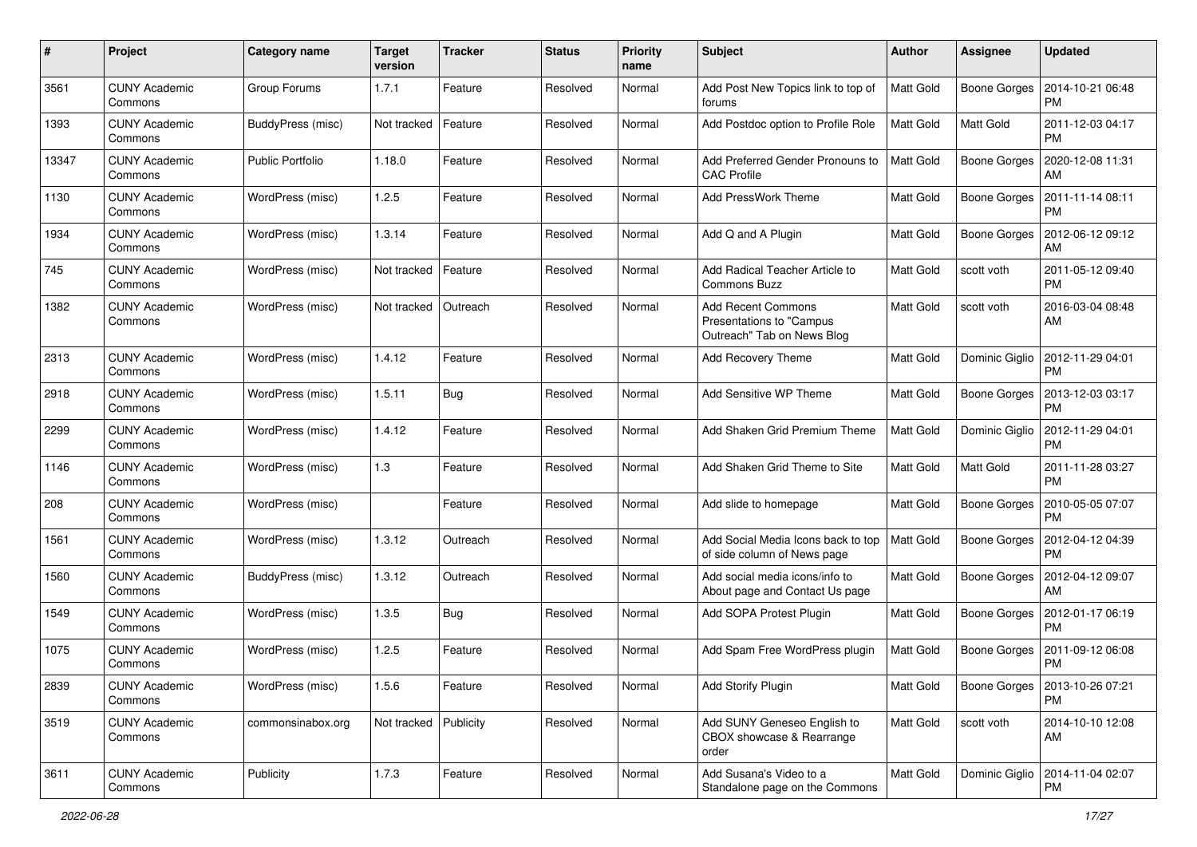| # | Project | Category name | Target version | Tracker | Status | Priority name | Subject | Author | Assignee | Updated |
|---|---|---|---|---|---|---|---|---|---|---|
| 3561 | CUNY Academic Commons | Group Forums | 1.7.1 | Feature | Resolved | Normal | Add Post New Topics link to top of forums | Matt Gold | Boone Gorges | 2014-10-21 06:48 PM |
| 1393 | CUNY Academic Commons | BuddyPress (misc) | Not tracked | Feature | Resolved | Normal | Add Postdoc option to Profile Role | Matt Gold | Matt Gold | 2011-12-03 04:17 PM |
| 13347 | CUNY Academic Commons | Public Portfolio | 1.18.0 | Feature | Resolved | Normal | Add Preferred Gender Pronouns to CAC Profile | Matt Gold | Boone Gorges | 2020-12-08 11:31 AM |
| 1130 | CUNY Academic Commons | WordPress (misc) | 1.2.5 | Feature | Resolved | Normal | Add PressWork Theme | Matt Gold | Boone Gorges | 2011-11-14 08:11 PM |
| 1934 | CUNY Academic Commons | WordPress (misc) | 1.3.14 | Feature | Resolved | Normal | Add Q and A Plugin | Matt Gold | Boone Gorges | 2012-06-12 09:12 AM |
| 745 | CUNY Academic Commons | WordPress (misc) | Not tracked | Feature | Resolved | Normal | Add Radical Teacher Article to Commons Buzz | Matt Gold | scott voth | 2011-05-12 09:40 PM |
| 1382 | CUNY Academic Commons | WordPress (misc) | Not tracked | Outreach | Resolved | Normal | Add Recent Commons Presentations to "Campus Outreach" Tab on News Blog | Matt Gold | scott voth | 2016-03-04 08:48 AM |
| 2313 | CUNY Academic Commons | WordPress (misc) | 1.4.12 | Feature | Resolved | Normal | Add Recovery Theme | Matt Gold | Dominic Giglio | 2012-11-29 04:01 PM |
| 2918 | CUNY Academic Commons | WordPress (misc) | 1.5.11 | Bug | Resolved | Normal | Add Sensitive WP Theme | Matt Gold | Boone Gorges | 2013-12-03 03:17 PM |
| 2299 | CUNY Academic Commons | WordPress (misc) | 1.4.12 | Feature | Resolved | Normal | Add Shaken Grid Premium Theme | Matt Gold | Dominic Giglio | 2012-11-29 04:01 PM |
| 1146 | CUNY Academic Commons | WordPress (misc) | 1.3 | Feature | Resolved | Normal | Add Shaken Grid Theme to Site | Matt Gold | Matt Gold | 2011-11-28 03:27 PM |
| 208 | CUNY Academic Commons | WordPress (misc) | | Feature | Resolved | Normal | Add slide to homepage | Matt Gold | Boone Gorges | 2010-05-05 07:07 PM |
| 1561 | CUNY Academic Commons | WordPress (misc) | 1.3.12 | Outreach | Resolved | Normal | Add Social Media Icons back to top of side column of News page | Matt Gold | Boone Gorges | 2012-04-12 04:39 PM |
| 1560 | CUNY Academic Commons | BuddyPress (misc) | 1.3.12 | Outreach | Resolved | Normal | Add social media icons/info to About page and Contact Us page | Matt Gold | Boone Gorges | 2012-04-12 09:07 AM |
| 1549 | CUNY Academic Commons | WordPress (misc) | 1.3.5 | Bug | Resolved | Normal | Add SOPA Protest Plugin | Matt Gold | Boone Gorges | 2012-01-17 06:19 PM |
| 1075 | CUNY Academic Commons | WordPress (misc) | 1.2.5 | Feature | Resolved | Normal | Add Spam Free WordPress plugin | Matt Gold | Boone Gorges | 2011-09-12 06:08 PM |
| 2839 | CUNY Academic Commons | WordPress (misc) | 1.5.6 | Feature | Resolved | Normal | Add Storify Plugin | Matt Gold | Boone Gorges | 2013-10-26 07:21 PM |
| 3519 | CUNY Academic Commons | commonsinabox.org | Not tracked | Publicity | Resolved | Normal | Add SUNY Geneseo English to CBOX showcase & Rearrange order | Matt Gold | scott voth | 2014-10-10 12:08 AM |
| 3611 | CUNY Academic Commons | Publicity | 1.7.3 | Feature | Resolved | Normal | Add Susana's Video to a Standalone page on the Commons | Matt Gold | Dominic Giglio | 2014-11-04 02:07 PM |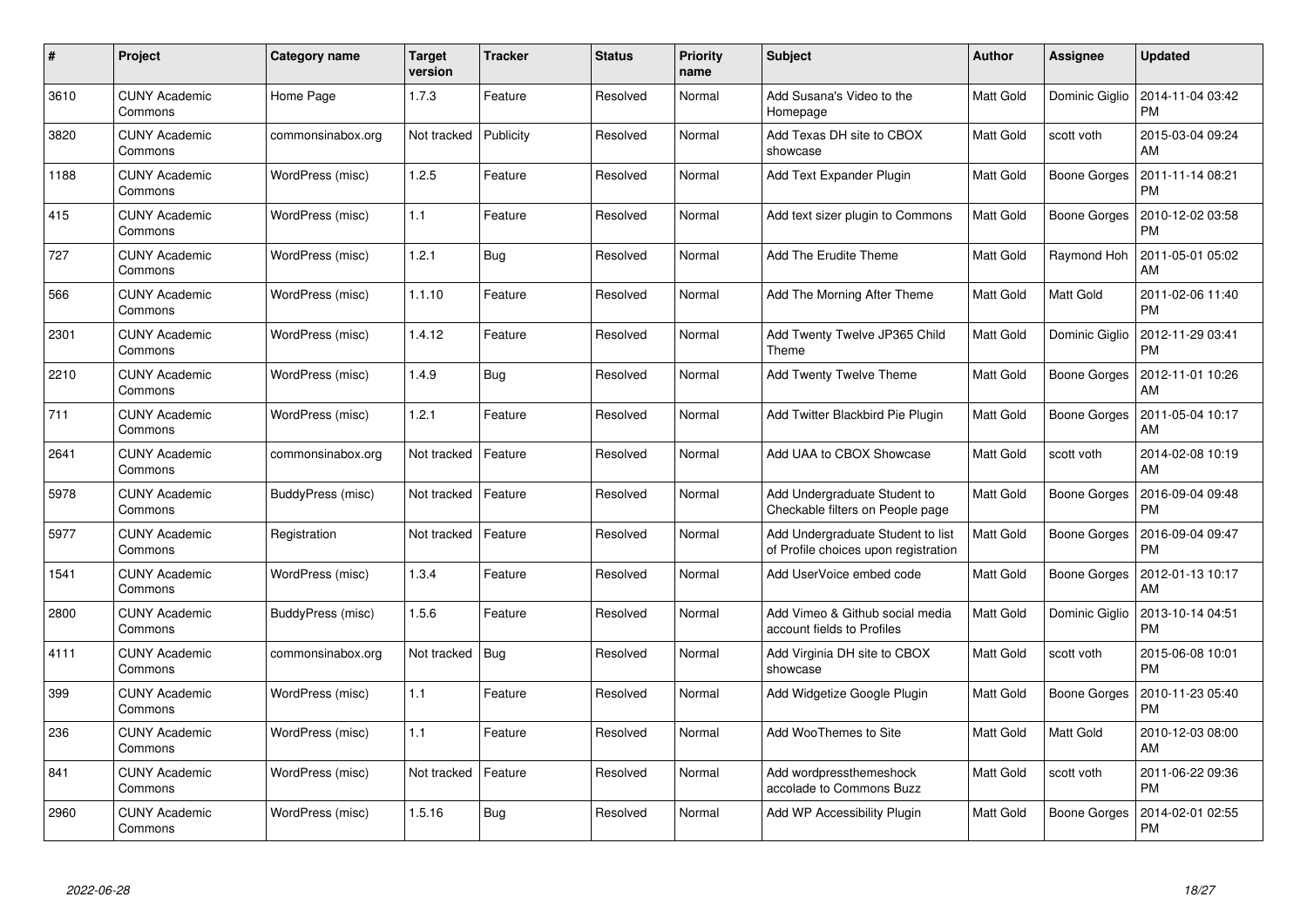| # | Project | Category name | Target version | Tracker | Status | Priority name | Subject | Author | Assignee | Updated |
|---|---|---|---|---|---|---|---|---|---|---|
| 3610 | CUNY Academic Commons | Home Page | 1.7.3 | Feature | Resolved | Normal | Add Susana's Video to the Homepage | Matt Gold | Dominic Giglio | 2014-11-04 03:42 PM |
| 3820 | CUNY Academic Commons | commonsinabox.org | Not tracked | Publicity | Resolved | Normal | Add Texas DH site to CBOX showcase | Matt Gold | scott voth | 2015-03-04 09:24 AM |
| 1188 | CUNY Academic Commons | WordPress (misc) | 1.2.5 | Feature | Resolved | Normal | Add Text Expander Plugin | Matt Gold | Boone Gorges | 2011-11-14 08:21 PM |
| 415 | CUNY Academic Commons | WordPress (misc) | 1.1 | Feature | Resolved | Normal | Add text sizer plugin to Commons | Matt Gold | Boone Gorges | 2010-12-02 03:58 PM |
| 727 | CUNY Academic Commons | WordPress (misc) | 1.2.1 | Bug | Resolved | Normal | Add The Erudite Theme | Matt Gold | Raymond Hoh | 2011-05-01 05:02 AM |
| 566 | CUNY Academic Commons | WordPress (misc) | 1.1.10 | Feature | Resolved | Normal | Add The Morning After Theme | Matt Gold | Matt Gold | 2011-02-06 11:40 PM |
| 2301 | CUNY Academic Commons | WordPress (misc) | 1.4.12 | Feature | Resolved | Normal | Add Twenty Twelve JP365 Child Theme | Matt Gold | Dominic Giglio | 2012-11-29 03:41 PM |
| 2210 | CUNY Academic Commons | WordPress (misc) | 1.4.9 | Bug | Resolved | Normal | Add Twenty Twelve Theme | Matt Gold | Boone Gorges | 2012-11-01 10:26 AM |
| 711 | CUNY Academic Commons | WordPress (misc) | 1.2.1 | Feature | Resolved | Normal | Add Twitter Blackbird Pie Plugin | Matt Gold | Boone Gorges | 2011-05-04 10:17 AM |
| 2641 | CUNY Academic Commons | commonsinabox.org | Not tracked | Feature | Resolved | Normal | Add UAA to CBOX Showcase | Matt Gold | scott voth | 2014-02-08 10:19 AM |
| 5978 | CUNY Academic Commons | BuddyPress (misc) | Not tracked | Feature | Resolved | Normal | Add Undergraduate Student to Checkable filters on People page | Matt Gold | Boone Gorges | 2016-09-04 09:48 PM |
| 5977 | CUNY Academic Commons | Registration | Not tracked | Feature | Resolved | Normal | Add Undergraduate Student to list of Profile choices upon registration | Matt Gold | Boone Gorges | 2016-09-04 09:47 PM |
| 1541 | CUNY Academic Commons | WordPress (misc) | 1.3.4 | Feature | Resolved | Normal | Add UserVoice embed code | Matt Gold | Boone Gorges | 2012-01-13 10:17 AM |
| 2800 | CUNY Academic Commons | BuddyPress (misc) | 1.5.6 | Feature | Resolved | Normal | Add Vimeo & Github social media account fields to Profiles | Matt Gold | Dominic Giglio | 2013-10-14 04:51 PM |
| 4111 | CUNY Academic Commons | commonsinabox.org | Not tracked | Bug | Resolved | Normal | Add Virginia DH site to CBOX showcase | Matt Gold | scott voth | 2015-06-08 10:01 PM |
| 399 | CUNY Academic Commons | WordPress (misc) | 1.1 | Feature | Resolved | Normal | Add Widgetize Google Plugin | Matt Gold | Boone Gorges | 2010-11-23 05:40 PM |
| 236 | CUNY Academic Commons | WordPress (misc) | 1.1 | Feature | Resolved | Normal | Add WooThemes to Site | Matt Gold | Matt Gold | 2010-12-03 08:00 AM |
| 841 | CUNY Academic Commons | WordPress (misc) | Not tracked | Feature | Resolved | Normal | Add wordpressthemeshock accolade to Commons Buzz | Matt Gold | scott voth | 2011-06-22 09:36 PM |
| 2960 | CUNY Academic Commons | WordPress (misc) | 1.5.16 | Bug | Resolved | Normal | Add WP Accessibility Plugin | Matt Gold | Boone Gorges | 2014-02-01 02:55 PM |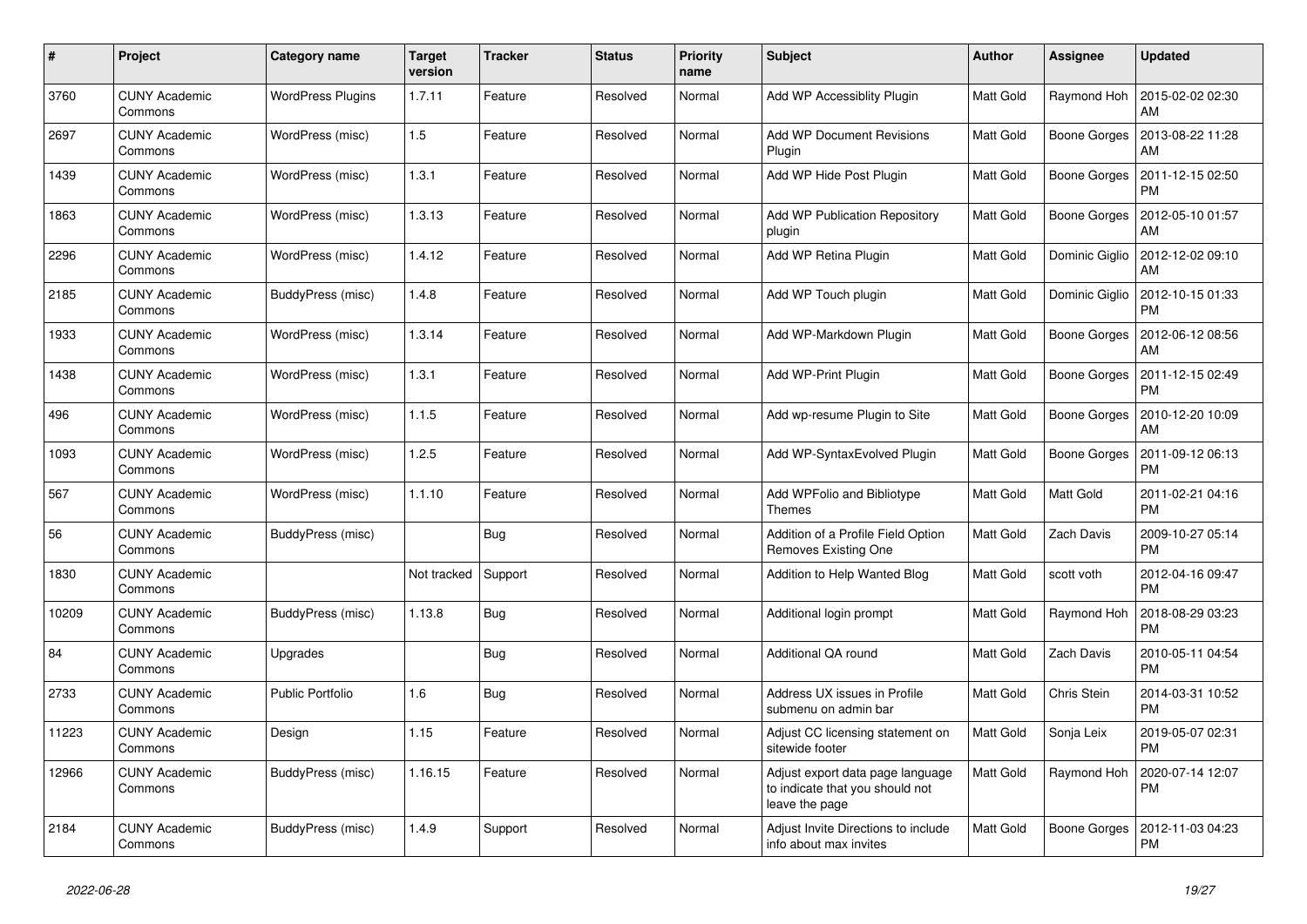| # | Project | Category name | Target version | Tracker | Status | Priority name | Subject | Author | Assignee | Updated |
|---|---|---|---|---|---|---|---|---|---|---|
| 3760 | CUNY Academic Commons | WordPress Plugins | 1.7.11 | Feature | Resolved | Normal | Add WP Accessiblity Plugin | Matt Gold | Raymond Hoh | 2015-02-02 02:30 AM |
| 2697 | CUNY Academic Commons | WordPress (misc) | 1.5 | Feature | Resolved | Normal | Add WP Document Revisions Plugin | Matt Gold | Boone Gorges | 2013-08-22 11:28 AM |
| 1439 | CUNY Academic Commons | WordPress (misc) | 1.3.1 | Feature | Resolved | Normal | Add WP Hide Post Plugin | Matt Gold | Boone Gorges | 2011-12-15 02:50 PM |
| 1863 | CUNY Academic Commons | WordPress (misc) | 1.3.13 | Feature | Resolved | Normal | Add WP Publication Repository plugin | Matt Gold | Boone Gorges | 2012-05-10 01:57 AM |
| 2296 | CUNY Academic Commons | WordPress (misc) | 1.4.12 | Feature | Resolved | Normal | Add WP Retina Plugin | Matt Gold | Dominic Giglio | 2012-12-02 09:10 AM |
| 2185 | CUNY Academic Commons | BuddyPress (misc) | 1.4.8 | Feature | Resolved | Normal | Add WP Touch plugin | Matt Gold | Dominic Giglio | 2012-10-15 01:33 PM |
| 1933 | CUNY Academic Commons | WordPress (misc) | 1.3.14 | Feature | Resolved | Normal | Add WP-Markdown Plugin | Matt Gold | Boone Gorges | 2012-06-12 08:56 AM |
| 1438 | CUNY Academic Commons | WordPress (misc) | 1.3.1 | Feature | Resolved | Normal | Add WP-Print Plugin | Matt Gold | Boone Gorges | 2011-12-15 02:49 PM |
| 496 | CUNY Academic Commons | WordPress (misc) | 1.1.5 | Feature | Resolved | Normal | Add wp-resume Plugin to Site | Matt Gold | Boone Gorges | 2010-12-20 10:09 AM |
| 1093 | CUNY Academic Commons | WordPress (misc) | 1.2.5 | Feature | Resolved | Normal | Add WP-SyntaxEvolved Plugin | Matt Gold | Boone Gorges | 2011-09-12 06:13 PM |
| 567 | CUNY Academic Commons | WordPress (misc) | 1.1.10 | Feature | Resolved | Normal | Add WPFolio and Bibliotype Themes | Matt Gold | Matt Gold | 2011-02-21 04:16 PM |
| 56 | CUNY Academic Commons | BuddyPress (misc) | | Bug | Resolved | Normal | Addition of a Profile Field Option Removes Existing One | Matt Gold | Zach Davis | 2009-10-27 05:14 PM |
| 1830 | CUNY Academic Commons | | Not tracked | Support | Resolved | Normal | Addition to Help Wanted Blog | Matt Gold | scott voth | 2012-04-16 09:47 PM |
| 10209 | CUNY Academic Commons | BuddyPress (misc) | 1.13.8 | Bug | Resolved | Normal | Additional login prompt | Matt Gold | Raymond Hoh | 2018-08-29 03:23 PM |
| 84 | CUNY Academic Commons | Upgrades | | Bug | Resolved | Normal | Additional QA round | Matt Gold | Zach Davis | 2010-05-11 04:54 PM |
| 2733 | CUNY Academic Commons | Public Portfolio | 1.6 | Bug | Resolved | Normal | Address UX issues in Profile submenu on admin bar | Matt Gold | Chris Stein | 2014-03-31 10:52 PM |
| 11223 | CUNY Academic Commons | Design | 1.15 | Feature | Resolved | Normal | Adjust CC licensing statement on sitewide footer | Matt Gold | Sonja Leix | 2019-05-07 02:31 PM |
| 12966 | CUNY Academic Commons | BuddyPress (misc) | 1.16.15 | Feature | Resolved | Normal | Adjust export data page language to indicate that you should not leave the page | Matt Gold | Raymond Hoh | 2020-07-14 12:07 PM |
| 2184 | CUNY Academic Commons | BuddyPress (misc) | 1.4.9 | Support | Resolved | Normal | Adjust Invite Directions to include info about max invites | Matt Gold | Boone Gorges | 2012-11-03 04:23 PM |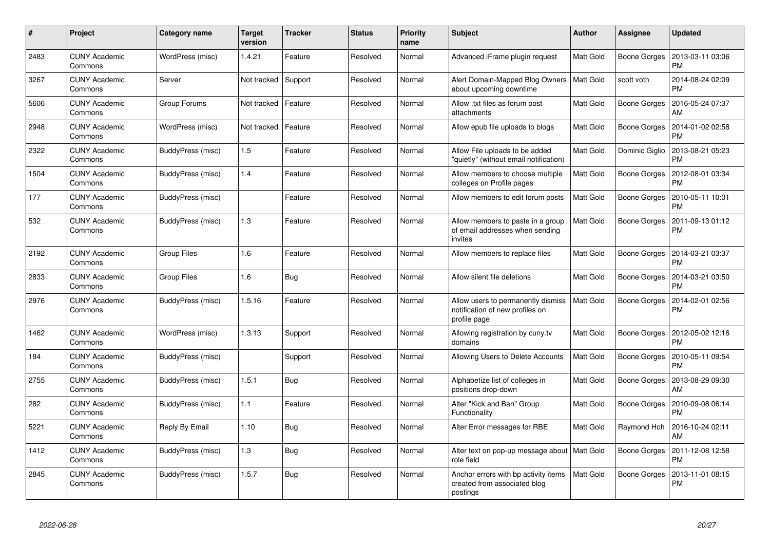| # | Project | Category name | Target version | Tracker | Status | Priority name | Subject | Author | Assignee | Updated |
|---|---|---|---|---|---|---|---|---|---|---|
| 2483 | CUNY Academic Commons | WordPress (misc) | 1.4.21 | Feature | Resolved | Normal | Advanced iFrame plugin request | Matt Gold | Boone Gorges | 2013-03-11 03:06 PM |
| 3267 | CUNY Academic Commons | Server | Not tracked | Support | Resolved | Normal | Alert Domain-Mapped Blog Owners about upcoming downtime | Matt Gold | scott voth | 2014-08-24 02:09 PM |
| 5606 | CUNY Academic Commons | Group Forums | Not tracked | Feature | Resolved | Normal | Allow .txt files as forum post attachments | Matt Gold | Boone Gorges | 2016-05-24 07:37 AM |
| 2948 | CUNY Academic Commons | WordPress (misc) | Not tracked | Feature | Resolved | Normal | Allow epub file uploads to blogs | Matt Gold | Boone Gorges | 2014-01-02 02:58 PM |
| 2322 | CUNY Academic Commons | BuddyPress (misc) | 1.5 | Feature | Resolved | Normal | Allow File uploads to be added "quietly" (without email notification) | Matt Gold | Dominic Giglio | 2013-08-21 05:23 PM |
| 1504 | CUNY Academic Commons | BuddyPress (misc) | 1.4 | Feature | Resolved | Normal | Allow members to choose multiple colleges on Profile pages | Matt Gold | Boone Gorges | 2012-08-01 03:34 PM |
| 177 | CUNY Academic Commons | BuddyPress (misc) | | Feature | Resolved | Normal | Allow members to edit forum posts | Matt Gold | Boone Gorges | 2010-05-11 10:01 PM |
| 532 | CUNY Academic Commons | BuddyPress (misc) | 1.3 | Feature | Resolved | Normal | Allow members to paste in a group of email addresses when sending invites | Matt Gold | Boone Gorges | 2011-09-13 01:12 PM |
| 2192 | CUNY Academic Commons | Group Files | 1.6 | Feature | Resolved | Normal | Allow members to replace files | Matt Gold | Boone Gorges | 2014-03-21 03:37 PM |
| 2833 | CUNY Academic Commons | Group Files | 1.6 | Bug | Resolved | Normal | Allow silent file deletions | Matt Gold | Boone Gorges | 2014-03-21 03:50 PM |
| 2976 | CUNY Academic Commons | BuddyPress (misc) | 1.5.16 | Feature | Resolved | Normal | Allow users to permanently dismiss notification of new profiles on profile page | Matt Gold | Boone Gorges | 2014-02-01 02:56 PM |
| 1462 | CUNY Academic Commons | WordPress (misc) | 1.3.13 | Support | Resolved | Normal | Allowing registration by cuny.tv domains | Matt Gold | Boone Gorges | 2012-05-02 12:16 PM |
| 184 | CUNY Academic Commons | BuddyPress (misc) | | Support | Resolved | Normal | Allowing Users to Delete Accounts | Matt Gold | Boone Gorges | 2010-05-11 09:54 PM |
| 2755 | CUNY Academic Commons | BuddyPress (misc) | 1.5.1 | Bug | Resolved | Normal | Alphabetize list of colleges in positions drop-down | Matt Gold | Boone Gorges | 2013-08-29 09:30 AM |
| 282 | CUNY Academic Commons | BuddyPress (misc) | 1.1 | Feature | Resolved | Normal | Alter "Kick and Ban" Group Functionality | Matt Gold | Boone Gorges | 2010-09-08 06:14 PM |
| 5221 | CUNY Academic Commons | Reply By Email | 1.10 | Bug | Resolved | Normal | Alter Error messages for RBE | Matt Gold | Raymond Hoh | 2016-10-24 02:11 AM |
| 1412 | CUNY Academic Commons | BuddyPress (misc) | 1.3 | Bug | Resolved | Normal | Alter text on pop-up message about role field | Matt Gold | Boone Gorges | 2011-12-08 12:58 PM |
| 2845 | CUNY Academic Commons | BuddyPress (misc) | 1.5.7 | Bug | Resolved | Normal | Anchor errors with bp activity items created from associated blog postings | Matt Gold | Boone Gorges | 2013-11-01 08:15 PM |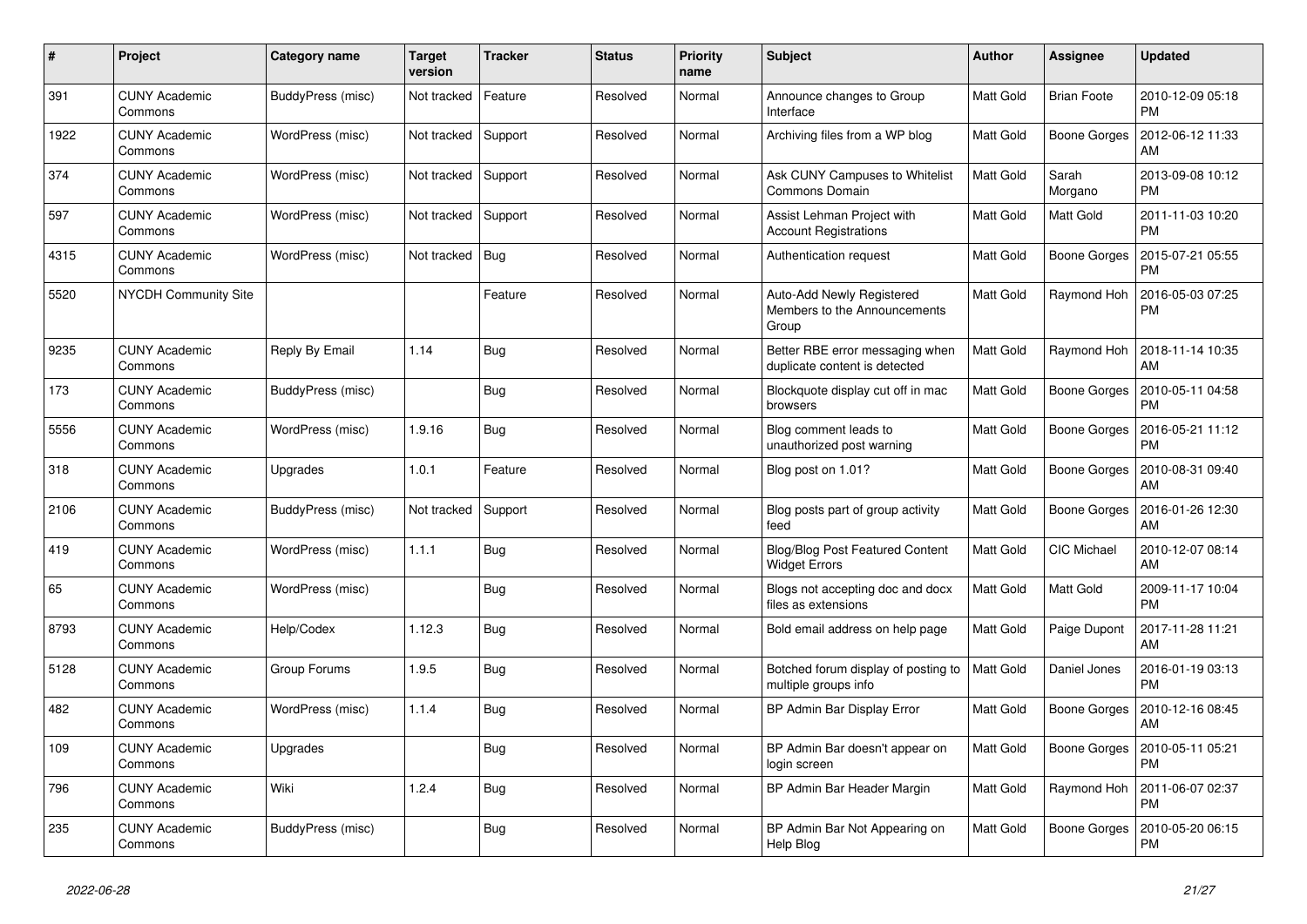| # | Project | Category name | Target version | Tracker | Status | Priority name | Subject | Author | Assignee | Updated |
|---|---|---|---|---|---|---|---|---|---|---|
| 391 | CUNY Academic Commons | BuddyPress (misc) | Not tracked | Feature | Resolved | Normal | Announce changes to Group Interface | Matt Gold | Brian Foote | 2010-12-09 05:18 PM |
| 1922 | CUNY Academic Commons | WordPress (misc) | Not tracked | Support | Resolved | Normal | Archiving files from a WP blog | Matt Gold | Boone Gorges | 2012-06-12 11:33 AM |
| 374 | CUNY Academic Commons | WordPress (misc) | Not tracked | Support | Resolved | Normal | Ask CUNY Campuses to Whitelist Commons Domain | Matt Gold | Sarah Morgano | 2013-09-08 10:12 PM |
| 597 | CUNY Academic Commons | WordPress (misc) | Not tracked | Support | Resolved | Normal | Assist Lehman Project with Account Registrations | Matt Gold | Matt Gold | 2011-11-03 10:20 PM |
| 4315 | CUNY Academic Commons | WordPress (misc) | Not tracked | Bug | Resolved | Normal | Authentication request | Matt Gold | Boone Gorges | 2015-07-21 05:55 PM |
| 5520 | NYCDH Community Site | | | Feature | Resolved | Normal | Auto-Add Newly Registered Members to the Announcements Group | Matt Gold | Raymond Hoh | 2016-05-03 07:25 PM |
| 9235 | CUNY Academic Commons | Reply By Email | 1.14 | Bug | Resolved | Normal | Better RBE error messaging when duplicate content is detected | Matt Gold | Raymond Hoh | 2018-11-14 10:35 AM |
| 173 | CUNY Academic Commons | BuddyPress (misc) | | Bug | Resolved | Normal | Blockquote display cut off in mac browsers | Matt Gold | Boone Gorges | 2010-05-11 04:58 PM |
| 5556 | CUNY Academic Commons | WordPress (misc) | 1.9.16 | Bug | Resolved | Normal | Blog comment leads to unauthorized post warning | Matt Gold | Boone Gorges | 2016-05-21 11:12 PM |
| 318 | CUNY Academic Commons | Upgrades | 1.0.1 | Feature | Resolved | Normal | Blog post on 1.01? | Matt Gold | Boone Gorges | 2010-08-31 09:40 AM |
| 2106 | CUNY Academic Commons | BuddyPress (misc) | Not tracked | Support | Resolved | Normal | Blog posts part of group activity feed | Matt Gold | Boone Gorges | 2016-01-26 12:30 AM |
| 419 | CUNY Academic Commons | WordPress (misc) | 1.1.1 | Bug | Resolved | Normal | Blog/Blog Post Featured Content Widget Errors | Matt Gold | CIC Michael | 2010-12-07 08:14 AM |
| 65 | CUNY Academic Commons | WordPress (misc) | | Bug | Resolved | Normal | Blogs not accepting doc and docx files as extensions | Matt Gold | Matt Gold | 2009-11-17 10:04 PM |
| 8793 | CUNY Academic Commons | Help/Codex | 1.12.3 | Bug | Resolved | Normal | Bold email address on help page | Matt Gold | Paige Dupont | 2017-11-28 11:21 AM |
| 5128 | CUNY Academic Commons | Group Forums | 1.9.5 | Bug | Resolved | Normal | Botched forum display of posting to multiple groups info | Matt Gold | Daniel Jones | 2016-01-19 03:13 PM |
| 482 | CUNY Academic Commons | WordPress (misc) | 1.1.4 | Bug | Resolved | Normal | BP Admin Bar Display Error | Matt Gold | Boone Gorges | 2010-12-16 08:45 AM |
| 109 | CUNY Academic Commons | Upgrades | | Bug | Resolved | Normal | BP Admin Bar doesn't appear on login screen | Matt Gold | Boone Gorges | 2010-05-11 05:21 PM |
| 796 | CUNY Academic Commons | Wiki | 1.2.4 | Bug | Resolved | Normal | BP Admin Bar Header Margin | Matt Gold | Raymond Hoh | 2011-06-07 02:37 PM |
| 235 | CUNY Academic Commons | BuddyPress (misc) | | Bug | Resolved | Normal | BP Admin Bar Not Appearing on Help Blog | Matt Gold | Boone Gorges | 2010-05-20 06:15 PM |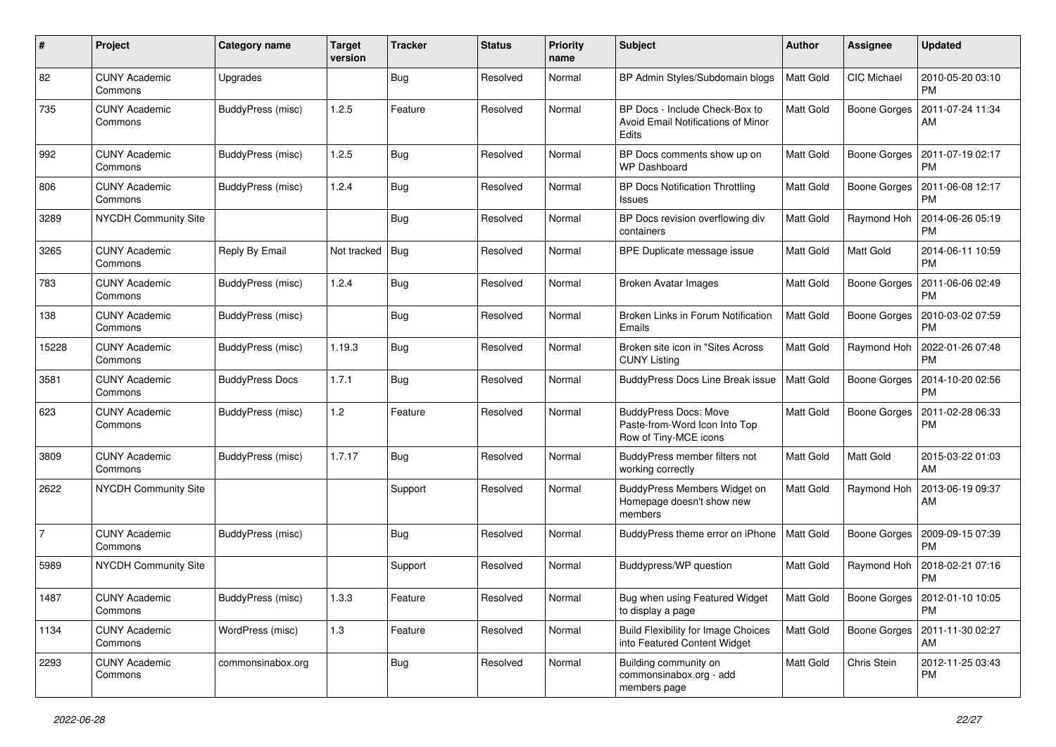| # | Project | Category name | Target version | Tracker | Status | Priority name | Subject | Author | Assignee | Updated |
|---|---|---|---|---|---|---|---|---|---|---|
| 82 | CUNY Academic Commons | Upgrades | | Bug | Resolved | Normal | BP Admin Styles/Subdomain blogs | Matt Gold | CIC Michael | 2010-05-20 03:10 PM |
| 735 | CUNY Academic Commons | BuddyPress (misc) | 1.2.5 | Feature | Resolved | Normal | BP Docs - Include Check-Box to Avoid Email Notifications of Minor Edits | Matt Gold | Boone Gorges | 2011-07-24 11:34 AM |
| 992 | CUNY Academic Commons | BuddyPress (misc) | 1.2.5 | Bug | Resolved | Normal | BP Docs comments show up on WP Dashboard | Matt Gold | Boone Gorges | 2011-07-19 02:17 PM |
| 806 | CUNY Academic Commons | BuddyPress (misc) | 1.2.4 | Bug | Resolved | Normal | BP Docs Notification Throttling Issues | Matt Gold | Boone Gorges | 2011-06-08 12:17 PM |
| 3289 | NYCDH Community Site | | | Bug | Resolved | Normal | BP Docs revision overflowing div containers | Matt Gold | Raymond Hoh | 2014-06-26 05:19 PM |
| 3265 | CUNY Academic Commons | Reply By Email | Not tracked | Bug | Resolved | Normal | BPE Duplicate message issue | Matt Gold | Matt Gold | 2014-06-11 10:59 PM |
| 783 | CUNY Academic Commons | BuddyPress (misc) | 1.2.4 | Bug | Resolved | Normal | Broken Avatar Images | Matt Gold | Boone Gorges | 2011-06-06 02:49 PM |
| 138 | CUNY Academic Commons | BuddyPress (misc) | | Bug | Resolved | Normal | Broken Links in Forum Notification Emails | Matt Gold | Boone Gorges | 2010-03-02 07:59 PM |
| 15228 | CUNY Academic Commons | BuddyPress (misc) | 1.19.3 | Bug | Resolved | Normal | Broken site icon in "Sites Across CUNY Listing | Matt Gold | Raymond Hoh | 2022-01-26 07:48 PM |
| 3581 | CUNY Academic Commons | BuddyPress Docs | 1.7.1 | Bug | Resolved | Normal | BuddyPress Docs Line Break issue | Matt Gold | Boone Gorges | 2014-10-20 02:56 PM |
| 623 | CUNY Academic Commons | BuddyPress (misc) | 1.2 | Feature | Resolved | Normal | BuddyPress Docs: Move Paste-from-Word Icon Into Top Row of Tiny-MCE icons | Matt Gold | Boone Gorges | 2011-02-28 06:33 PM |
| 3809 | CUNY Academic Commons | BuddyPress (misc) | 1.7.17 | Bug | Resolved | Normal | BuddyPress member filters not working correctly | Matt Gold | Matt Gold | 2015-03-22 01:03 AM |
| 2622 | NYCDH Community Site | | | Support | Resolved | Normal | BuddyPress Members Widget on Homepage doesn't show new members | Matt Gold | Raymond Hoh | 2013-06-19 09:37 AM |
| 7 | CUNY Academic Commons | BuddyPress (misc) | | Bug | Resolved | Normal | BuddyPress theme error on iPhone | Matt Gold | Boone Gorges | 2009-09-15 07:39 PM |
| 5989 | NYCDH Community Site | | | Support | Resolved | Normal | Buddypress/WP question | Matt Gold | Raymond Hoh | 2018-02-21 07:16 PM |
| 1487 | CUNY Academic Commons | BuddyPress (misc) | 1.3.3 | Feature | Resolved | Normal | Bug when using Featured Widget to display a page | Matt Gold | Boone Gorges | 2012-01-10 10:05 PM |
| 1134 | CUNY Academic Commons | WordPress (misc) | 1.3 | Feature | Resolved | Normal | Build Flexibility for Image Choices into Featured Content Widget | Matt Gold | Boone Gorges | 2011-11-30 02:27 AM |
| 2293 | CUNY Academic Commons | commonsinabox.org | | Bug | Resolved | Normal | Building community on commonsinabox.org - add members page | Matt Gold | Chris Stein | 2012-11-25 03:43 PM |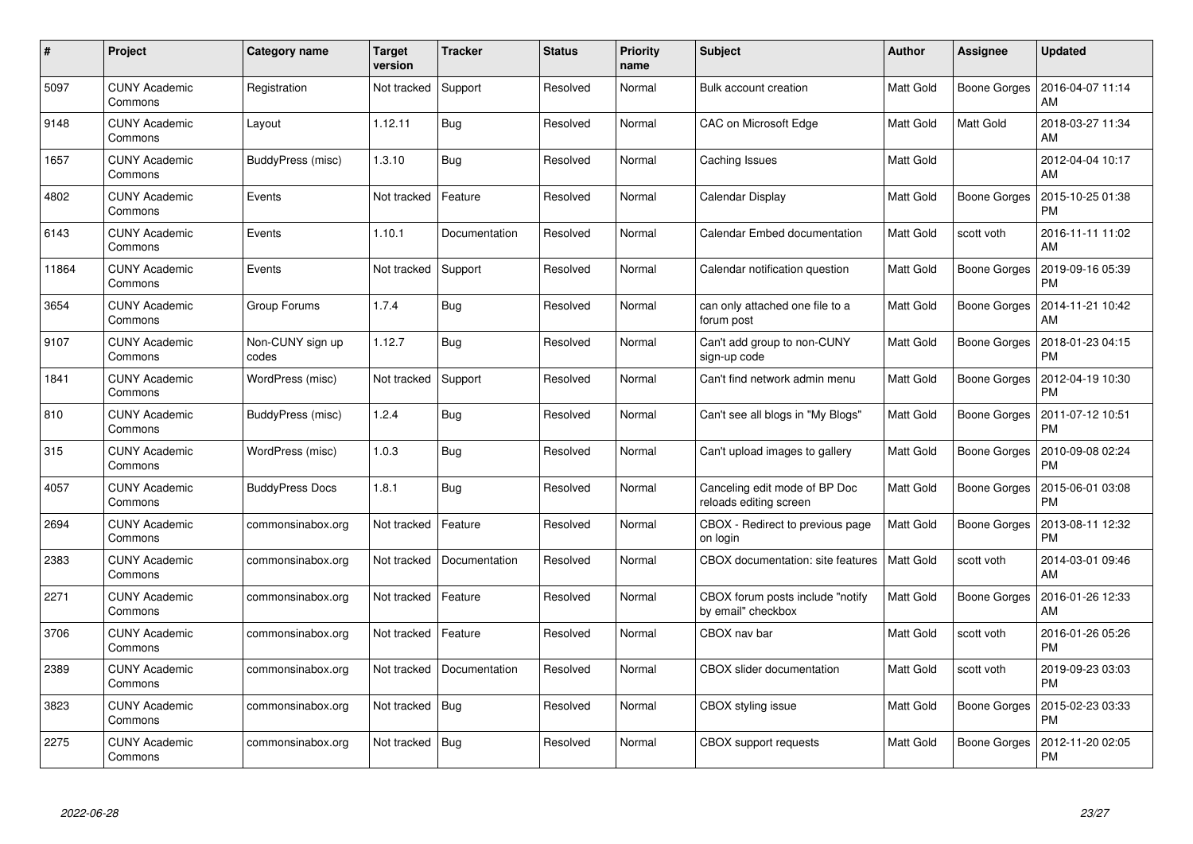| # | Project | Category name | Target version | Tracker | Status | Priority name | Subject | Author | Assignee | Updated |
|---|---|---|---|---|---|---|---|---|---|---|
| 5097 | CUNY Academic Commons | Registration | Not tracked | Support | Resolved | Normal | Bulk account creation | Matt Gold | Boone Gorges | 2016-04-07 11:14 AM |
| 9148 | CUNY Academic Commons | Layout | 1.12.11 | Bug | Resolved | Normal | CAC on Microsoft Edge | Matt Gold | Matt Gold | 2018-03-27 11:34 AM |
| 1657 | CUNY Academic Commons | BuddyPress (misc) | 1.3.10 | Bug | Resolved | Normal | Caching Issues | Matt Gold | | 2012-04-04 10:17 AM |
| 4802 | CUNY Academic Commons | Events | Not tracked | Feature | Resolved | Normal | Calendar Display | Matt Gold | Boone Gorges | 2015-10-25 01:38 PM |
| 6143 | CUNY Academic Commons | Events | 1.10.1 | Documentation | Resolved | Normal | Calendar Embed documentation | Matt Gold | scott voth | 2016-11-11 11:02 AM |
| 11864 | CUNY Academic Commons | Events | Not tracked | Support | Resolved | Normal | Calendar notification question | Matt Gold | Boone Gorges | 2019-09-16 05:39 PM |
| 3654 | CUNY Academic Commons | Group Forums | 1.7.4 | Bug | Resolved | Normal | can only attached one file to a forum post | Matt Gold | Boone Gorges | 2014-11-21 10:42 AM |
| 9107 | CUNY Academic Commons | Non-CUNY sign up codes | 1.12.7 | Bug | Resolved | Normal | Can't add group to non-CUNY sign-up code | Matt Gold | Boone Gorges | 2018-01-23 04:15 PM |
| 1841 | CUNY Academic Commons | WordPress (misc) | Not tracked | Support | Resolved | Normal | Can't find network admin menu | Matt Gold | Boone Gorges | 2012-04-19 10:30 PM |
| 810 | CUNY Academic Commons | BuddyPress (misc) | 1.2.4 | Bug | Resolved | Normal | Can't see all blogs in "My Blogs" | Matt Gold | Boone Gorges | 2011-07-12 10:51 PM |
| 315 | CUNY Academic Commons | WordPress (misc) | 1.0.3 | Bug | Resolved | Normal | Can't upload images to gallery | Matt Gold | Boone Gorges | 2010-09-08 02:24 PM |
| 4057 | CUNY Academic Commons | BuddyPress Docs | 1.8.1 | Bug | Resolved | Normal | Canceling edit mode of BP Doc reloads editing screen | Matt Gold | Boone Gorges | 2015-06-01 03:08 PM |
| 2694 | CUNY Academic Commons | commonsinabox.org | Not tracked | Feature | Resolved | Normal | CBOX - Redirect to previous page on login | Matt Gold | Boone Gorges | 2013-08-11 12:32 PM |
| 2383 | CUNY Academic Commons | commonsinabox.org | Not tracked | Documentation | Resolved | Normal | CBOX documentation: site features | Matt Gold | scott voth | 2014-03-01 09:46 AM |
| 2271 | CUNY Academic Commons | commonsinabox.org | Not tracked | Feature | Resolved | Normal | CBOX forum posts include "notify by email" checkbox | Matt Gold | Boone Gorges | 2016-01-26 12:33 AM |
| 3706 | CUNY Academic Commons | commonsinabox.org | Not tracked | Feature | Resolved | Normal | CBOX nav bar | Matt Gold | scott voth | 2016-01-26 05:26 PM |
| 2389 | CUNY Academic Commons | commonsinabox.org | Not tracked | Documentation | Resolved | Normal | CBOX slider documentation | Matt Gold | scott voth | 2019-09-23 03:03 PM |
| 3823 | CUNY Academic Commons | commonsinabox.org | Not tracked | Bug | Resolved | Normal | CBOX styling issue | Matt Gold | Boone Gorges | 2015-02-23 03:33 PM |
| 2275 | CUNY Academic Commons | commonsinabox.org | Not tracked | Bug | Resolved | Normal | CBOX support requests | Matt Gold | Boone Gorges | 2012-11-20 02:05 PM |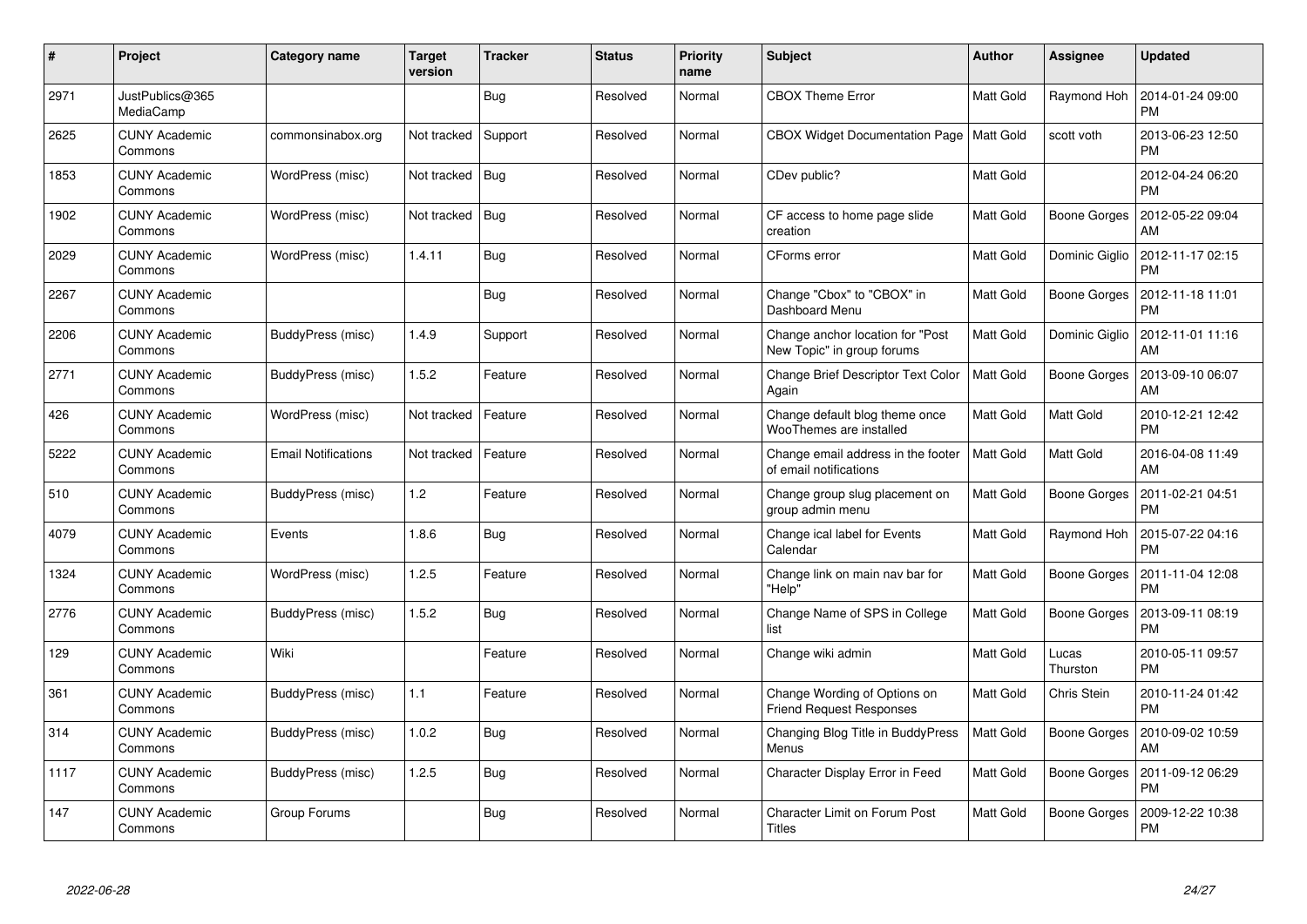| # | Project | Category name | Target version | Tracker | Status | Priority name | Subject | Author | Assignee | Updated |
|---|---|---|---|---|---|---|---|---|---|---|
| 2971 | JustPublics@365 MediaCamp | | | Bug | Resolved | Normal | CBOX Theme Error | Matt Gold | Raymond Hoh | 2014-01-24 09:00 PM |
| 2625 | CUNY Academic Commons | commonsinabox.org | Not tracked | Support | Resolved | Normal | CBOX Widget Documentation Page | Matt Gold | scott voth | 2013-06-23 12:50 PM |
| 1853 | CUNY Academic Commons | WordPress (misc) | Not tracked | Bug | Resolved | Normal | CDev public? | Matt Gold | | 2012-04-24 06:20 PM |
| 1902 | CUNY Academic Commons | WordPress (misc) | Not tracked | Bug | Resolved | Normal | CF access to home page slide creation | Matt Gold | Boone Gorges | 2012-05-22 09:04 AM |
| 2029 | CUNY Academic Commons | WordPress (misc) | 1.4.11 | Bug | Resolved | Normal | CForms error | Matt Gold | Dominic Giglio | 2012-11-17 02:15 PM |
| 2267 | CUNY Academic Commons | | | Bug | Resolved | Normal | Change "Cbox" to "CBOX" in Dashboard Menu | Matt Gold | Boone Gorges | 2012-11-18 11:01 PM |
| 2206 | CUNY Academic Commons | BuddyPress (misc) | 1.4.9 | Support | Resolved | Normal | Change anchor location for "Post New Topic" in group forums | Matt Gold | Dominic Giglio | 2012-11-01 11:16 AM |
| 2771 | CUNY Academic Commons | BuddyPress (misc) | 1.5.2 | Feature | Resolved | Normal | Change Brief Descriptor Text Color Again | Matt Gold | Boone Gorges | 2013-09-10 06:07 AM |
| 426 | CUNY Academic Commons | WordPress (misc) | Not tracked | Feature | Resolved | Normal | Change default blog theme once WooThemes are installed | Matt Gold | Matt Gold | 2010-12-21 12:42 PM |
| 5222 | CUNY Academic Commons | Email Notifications | Not tracked | Feature | Resolved | Normal | Change email address in the footer of email notifications | Matt Gold | Matt Gold | 2016-04-08 11:49 AM |
| 510 | CUNY Academic Commons | BuddyPress (misc) | 1.2 | Feature | Resolved | Normal | Change group slug placement on group admin menu | Matt Gold | Boone Gorges | 2011-02-21 04:51 PM |
| 4079 | CUNY Academic Commons | Events | 1.8.6 | Bug | Resolved | Normal | Change ical label for Events Calendar | Matt Gold | Raymond Hoh | 2015-07-22 04:16 PM |
| 1324 | CUNY Academic Commons | WordPress (misc) | 1.2.5 | Feature | Resolved | Normal | Change link on main nav bar for "Help" | Matt Gold | Boone Gorges | 2011-11-04 12:08 PM |
| 2776 | CUNY Academic Commons | BuddyPress (misc) | 1.5.2 | Bug | Resolved | Normal | Change Name of SPS in College list | Matt Gold | Boone Gorges | 2013-09-11 08:19 PM |
| 129 | CUNY Academic Commons | Wiki | | Feature | Resolved | Normal | Change wiki admin | Matt Gold | Lucas Thurston | 2010-05-11 09:57 PM |
| 361 | CUNY Academic Commons | BuddyPress (misc) | 1.1 | Feature | Resolved | Normal | Change Wording of Options on Friend Request Responses | Matt Gold | Chris Stein | 2010-11-24 01:42 PM |
| 314 | CUNY Academic Commons | BuddyPress (misc) | 1.0.2 | Bug | Resolved | Normal | Changing Blog Title in BuddyPress Menus | Matt Gold | Boone Gorges | 2010-09-02 10:59 AM |
| 1117 | CUNY Academic Commons | BuddyPress (misc) | 1.2.5 | Bug | Resolved | Normal | Character Display Error in Feed | Matt Gold | Boone Gorges | 2011-09-12 06:29 PM |
| 147 | CUNY Academic Commons | Group Forums | | Bug | Resolved | Normal | Character Limit on Forum Post Titles | Matt Gold | Boone Gorges | 2009-12-22 10:38 PM |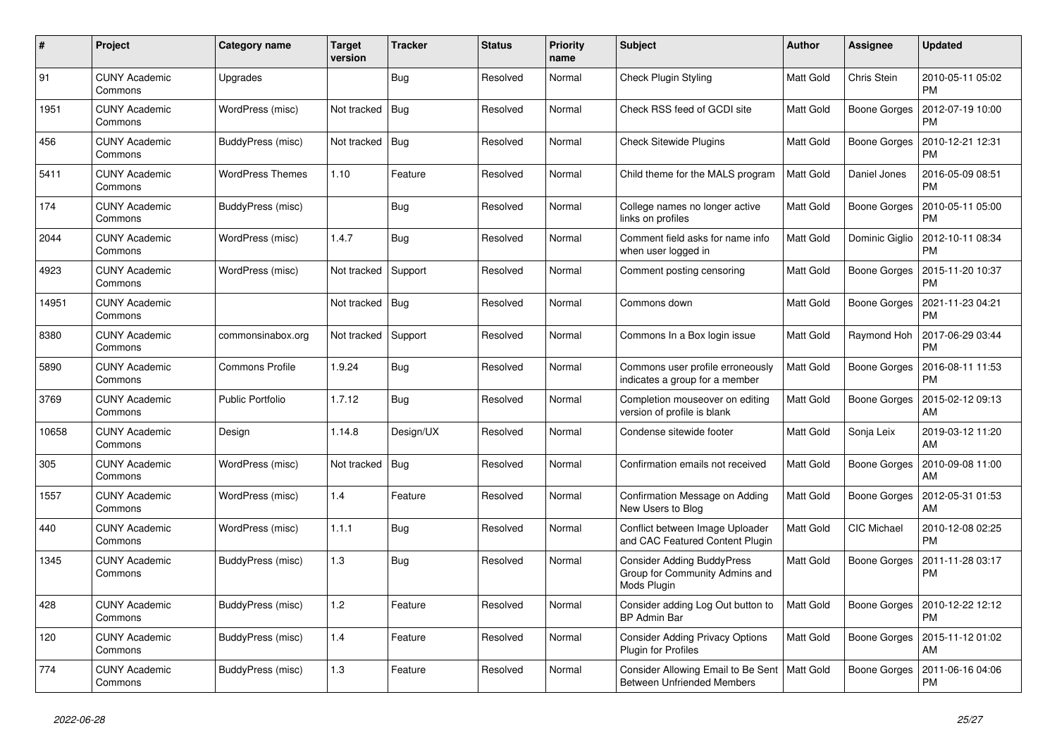| # | Project | Category name | Target version | Tracker | Status | Priority name | Subject | Author | Assignee | Updated |
|---|---|---|---|---|---|---|---|---|---|---|
| 91 | CUNY Academic Commons | Upgrades | | Bug | Resolved | Normal | Check Plugin Styling | Matt Gold | Chris Stein | 2010-05-11 05:02 PM |
| 1951 | CUNY Academic Commons | WordPress (misc) | Not tracked | Bug | Resolved | Normal | Check RSS feed of GCDI site | Matt Gold | Boone Gorges | 2012-07-19 10:00 PM |
| 456 | CUNY Academic Commons | BuddyPress (misc) | Not tracked | Bug | Resolved | Normal | Check Sitewide Plugins | Matt Gold | Boone Gorges | 2010-12-21 12:31 PM |
| 5411 | CUNY Academic Commons | WordPress Themes | 1.10 | Feature | Resolved | Normal | Child theme for the MALS program | Matt Gold | Daniel Jones | 2016-05-09 08:51 PM |
| 174 | CUNY Academic Commons | BuddyPress (misc) | | Bug | Resolved | Normal | College names no longer active links on profiles | Matt Gold | Boone Gorges | 2010-05-11 05:00 PM |
| 2044 | CUNY Academic Commons | WordPress (misc) | 1.4.7 | Bug | Resolved | Normal | Comment field asks for name info when user logged in | Matt Gold | Dominic Giglio | 2012-10-11 08:34 PM |
| 4923 | CUNY Academic Commons | WordPress (misc) | Not tracked | Support | Resolved | Normal | Comment posting censoring | Matt Gold | Boone Gorges | 2015-11-20 10:37 PM |
| 14951 | CUNY Academic Commons | | Not tracked | Bug | Resolved | Normal | Commons down | Matt Gold | Boone Gorges | 2021-11-23 04:21 PM |
| 8380 | CUNY Academic Commons | commonsinabox.org | Not tracked | Support | Resolved | Normal | Commons In a Box login issue | Matt Gold | Raymond Hoh | 2017-06-29 03:44 PM |
| 5890 | CUNY Academic Commons | Commons Profile | 1.9.24 | Bug | Resolved | Normal | Commons user profile erroneously indicates a group for a member | Matt Gold | Boone Gorges | 2016-08-11 11:53 PM |
| 3769 | CUNY Academic Commons | Public Portfolio | 1.7.12 | Bug | Resolved | Normal | Completion mouseover on editing version of profile is blank | Matt Gold | Boone Gorges | 2015-02-12 09:13 AM |
| 10658 | CUNY Academic Commons | Design | 1.14.8 | Design/UX | Resolved | Normal | Condense sitewide footer | Matt Gold | Sonja Leix | 2019-03-12 11:20 AM |
| 305 | CUNY Academic Commons | WordPress (misc) | Not tracked | Bug | Resolved | Normal | Confirmation emails not received | Matt Gold | Boone Gorges | 2010-09-08 11:00 AM |
| 1557 | CUNY Academic Commons | WordPress (misc) | 1.4 | Feature | Resolved | Normal | Confirmation Message on Adding New Users to Blog | Matt Gold | Boone Gorges | 2012-05-31 01:53 AM |
| 440 | CUNY Academic Commons | WordPress (misc) | 1.1.1 | Bug | Resolved | Normal | Conflict between Image Uploader and CAC Featured Content Plugin | Matt Gold | CIC Michael | 2010-12-08 02:25 PM |
| 1345 | CUNY Academic Commons | BuddyPress (misc) | 1.3 | Bug | Resolved | Normal | Consider Adding BuddyPress Group for Community Admins and Mods Plugin | Matt Gold | Boone Gorges | 2011-11-28 03:17 PM |
| 428 | CUNY Academic Commons | BuddyPress (misc) | 1.2 | Feature | Resolved | Normal | Consider adding Log Out button to BP Admin Bar | Matt Gold | Boone Gorges | 2010-12-22 12:12 PM |
| 120 | CUNY Academic Commons | BuddyPress (misc) | 1.4 | Feature | Resolved | Normal | Consider Adding Privacy Options Plugin for Profiles | Matt Gold | Boone Gorges | 2015-11-12 01:02 AM |
| 774 | CUNY Academic Commons | BuddyPress (misc) | 1.3 | Feature | Resolved | Normal | Consider Allowing Email to Be Sent Between Unfriended Members | Matt Gold | Boone Gorges | 2011-06-16 04:06 PM |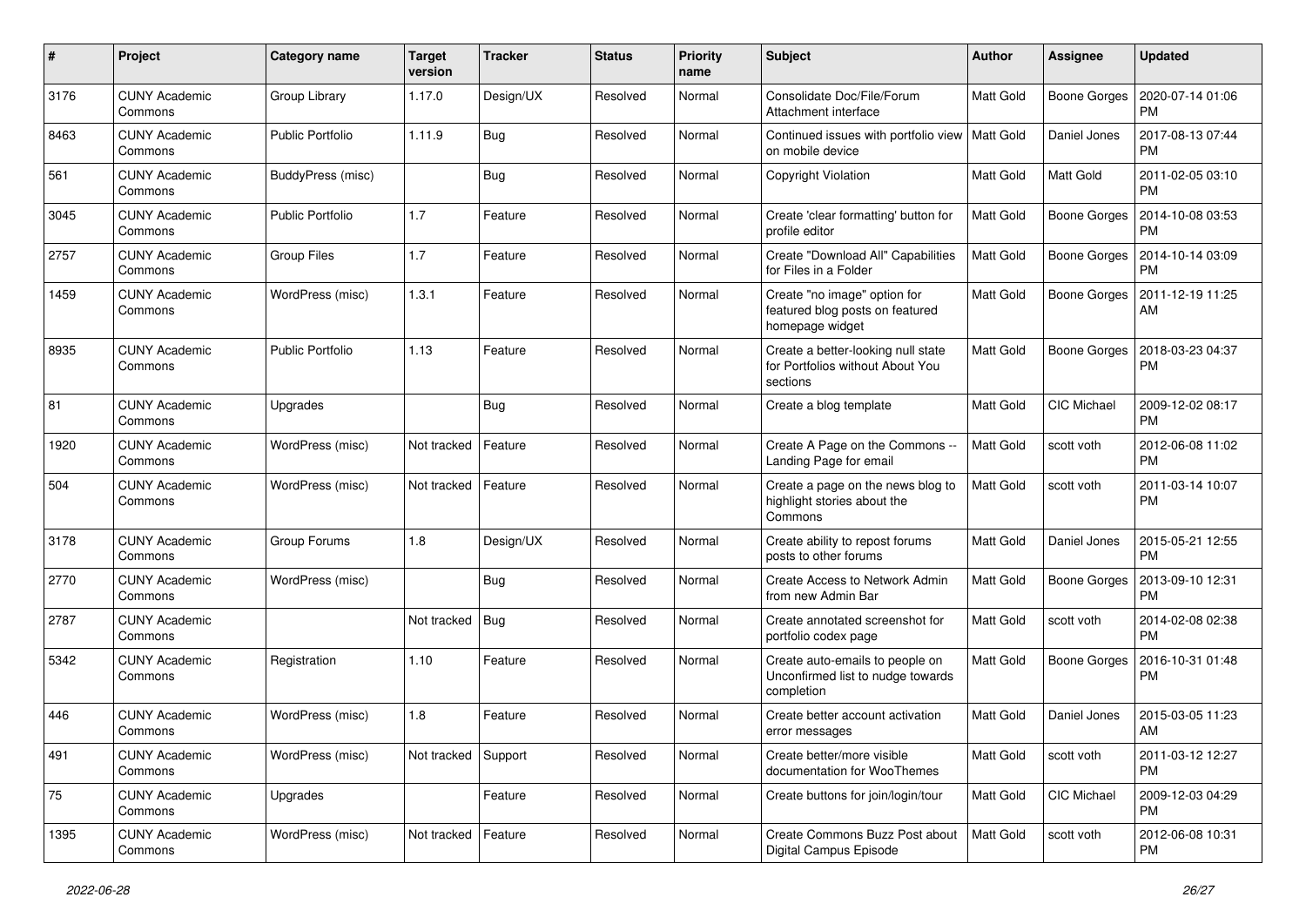| # | Project | Category name | Target version | Tracker | Status | Priority name | Subject | Author | Assignee | Updated |
|---|---|---|---|---|---|---|---|---|---|---|
| 3176 | CUNY Academic Commons | Group Library | 1.17.0 | Design/UX | Resolved | Normal | Consolidate Doc/File/Forum Attachment interface | Matt Gold | Boone Gorges | 2020-07-14 01:06 PM |
| 8463 | CUNY Academic Commons | Public Portfolio | 1.11.9 | Bug | Resolved | Normal | Continued issues with portfolio view on mobile device | Matt Gold | Daniel Jones | 2017-08-13 07:44 PM |
| 561 | CUNY Academic Commons | BuddyPress (misc) | | Bug | Resolved | Normal | Copyright Violation | Matt Gold | Matt Gold | 2011-02-05 03:10 PM |
| 3045 | CUNY Academic Commons | Public Portfolio | 1.7 | Feature | Resolved | Normal | Create 'clear formatting' button for profile editor | Matt Gold | Boone Gorges | 2014-10-08 03:53 PM |
| 2757 | CUNY Academic Commons | Group Files | 1.7 | Feature | Resolved | Normal | Create "Download All" Capabilities for Files in a Folder | Matt Gold | Boone Gorges | 2014-10-14 03:09 PM |
| 1459 | CUNY Academic Commons | WordPress (misc) | 1.3.1 | Feature | Resolved | Normal | Create "no image" option for featured blog posts on featured homepage widget | Matt Gold | Boone Gorges | 2011-12-19 11:25 AM |
| 8935 | CUNY Academic Commons | Public Portfolio | 1.13 | Feature | Resolved | Normal | Create a better-looking null state for Portfolios without About You sections | Matt Gold | Boone Gorges | 2018-03-23 04:37 PM |
| 81 | CUNY Academic Commons | Upgrades | | Bug | Resolved | Normal | Create a blog template | Matt Gold | CIC Michael | 2009-12-02 08:17 PM |
| 1920 | CUNY Academic Commons | WordPress (misc) | Not tracked | Feature | Resolved | Normal | Create A Page on the Commons -- Landing Page for email | Matt Gold | scott voth | 2012-06-08 11:02 PM |
| 504 | CUNY Academic Commons | WordPress (misc) | Not tracked | Feature | Resolved | Normal | Create a page on the news blog to highlight stories about the Commons | Matt Gold | scott voth | 2011-03-14 10:07 PM |
| 3178 | CUNY Academic Commons | Group Forums | 1.8 | Design/UX | Resolved | Normal | Create ability to repost forums posts to other forums | Matt Gold | Daniel Jones | 2015-05-21 12:55 PM |
| 2770 | CUNY Academic Commons | WordPress (misc) | | Bug | Resolved | Normal | Create Access to Network Admin from new Admin Bar | Matt Gold | Boone Gorges | 2013-09-10 12:31 PM |
| 2787 | CUNY Academic Commons | | Not tracked | Bug | Resolved | Normal | Create annotated screenshot for portfolio codex page | Matt Gold | scott voth | 2014-02-08 02:38 PM |
| 5342 | CUNY Academic Commons | Registration | 1.10 | Feature | Resolved | Normal | Create auto-emails to people on Unconfirmed list to nudge towards completion | Matt Gold | Boone Gorges | 2016-10-31 01:48 PM |
| 446 | CUNY Academic Commons | WordPress (misc) | 1.8 | Feature | Resolved | Normal | Create better account activation error messages | Matt Gold | Daniel Jones | 2015-03-05 11:23 AM |
| 491 | CUNY Academic Commons | WordPress (misc) | Not tracked | Support | Resolved | Normal | Create better/more visible documentation for WooThemes | Matt Gold | scott voth | 2011-03-12 12:27 PM |
| 75 | CUNY Academic Commons | Upgrades | | Feature | Resolved | Normal | Create buttons for join/login/tour | Matt Gold | CIC Michael | 2009-12-03 04:29 PM |
| 1395 | CUNY Academic Commons | WordPress (misc) | Not tracked | Feature | Resolved | Normal | Create Commons Buzz Post about Digital Campus Episode | Matt Gold | scott voth | 2012-06-08 10:31 PM |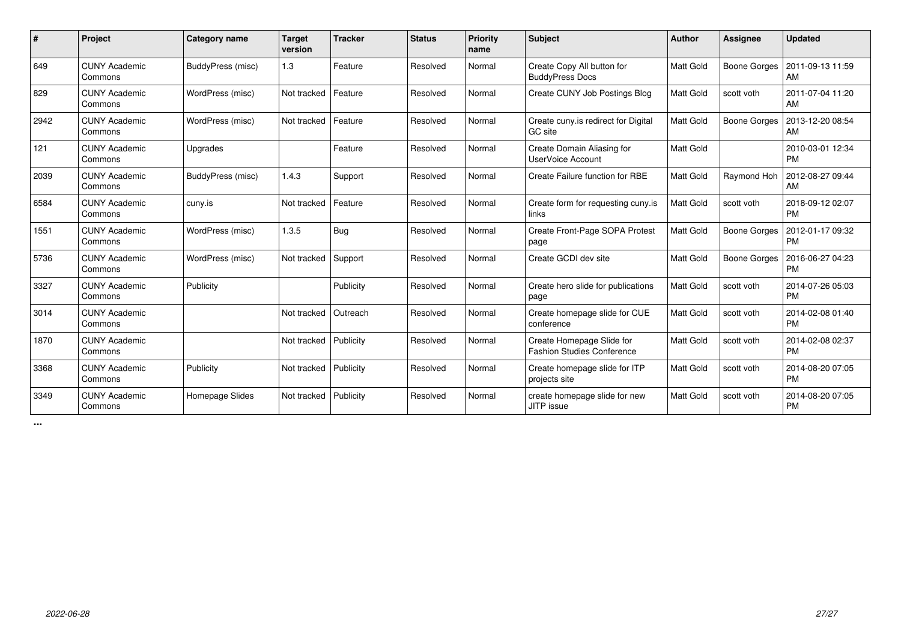| # | Project | Category name | Target version | Tracker | Status | Priority name | Subject | Author | Assignee | Updated |
|---|---|---|---|---|---|---|---|---|---|---|
| 649 | CUNY Academic Commons | BuddyPress (misc) | 1.3 | Feature | Resolved | Normal | Create Copy All button for BuddyPress Docs | Matt Gold | Boone Gorges | 2011-09-13 11:59 AM |
| 829 | CUNY Academic Commons | WordPress (misc) | Not tracked | Feature | Resolved | Normal | Create CUNY Job Postings Blog | Matt Gold | scott voth | 2011-07-04 11:20 AM |
| 2942 | CUNY Academic Commons | WordPress (misc) | Not tracked | Feature | Resolved | Normal | Create cuny.is redirect for Digital GC site | Matt Gold | Boone Gorges | 2013-12-20 08:54 AM |
| 121 | CUNY Academic Commons | Upgrades | | Feature | Resolved | Normal | Create Domain Aliasing for UserVoice Account | Matt Gold | | 2010-03-01 12:34 PM |
| 2039 | CUNY Academic Commons | BuddyPress (misc) | 1.4.3 | Support | Resolved | Normal | Create Failure function for RBE | Matt Gold | Raymond Hoh | 2012-08-27 09:44 AM |
| 6584 | CUNY Academic Commons | cuny.is | Not tracked | Feature | Resolved | Normal | Create form for requesting cuny.is links | Matt Gold | scott voth | 2018-09-12 02:07 PM |
| 1551 | CUNY Academic Commons | WordPress (misc) | 1.3.5 | Bug | Resolved | Normal | Create Front-Page SOPA Protest page | Matt Gold | Boone Gorges | 2012-01-17 09:32 PM |
| 5736 | CUNY Academic Commons | WordPress (misc) | Not tracked | Support | Resolved | Normal | Create GCDI dev site | Matt Gold | Boone Gorges | 2016-06-27 04:23 PM |
| 3327 | CUNY Academic Commons | Publicity | | Publicity | Resolved | Normal | Create hero slide for publications page | Matt Gold | scott voth | 2014-07-26 05:03 PM |
| 3014 | CUNY Academic Commons | | Not tracked | Outreach | Resolved | Normal | Create homepage slide for CUE conference | Matt Gold | scott voth | 2014-02-08 01:40 PM |
| 1870 | CUNY Academic Commons | | Not tracked | Publicity | Resolved | Normal | Create Homepage Slide for Fashion Studies Conference | Matt Gold | scott voth | 2014-02-08 02:37 PM |
| 3368 | CUNY Academic Commons | Publicity | Not tracked | Publicity | Resolved | Normal | Create homepage slide for ITP projects site | Matt Gold | scott voth | 2014-08-20 07:05 PM |
| 3349 | CUNY Academic Commons | Homepage Slides | Not tracked | Publicity | Resolved | Normal | create homepage slide for new JITP issue | Matt Gold | scott voth | 2014-08-20 07:05 PM |

...